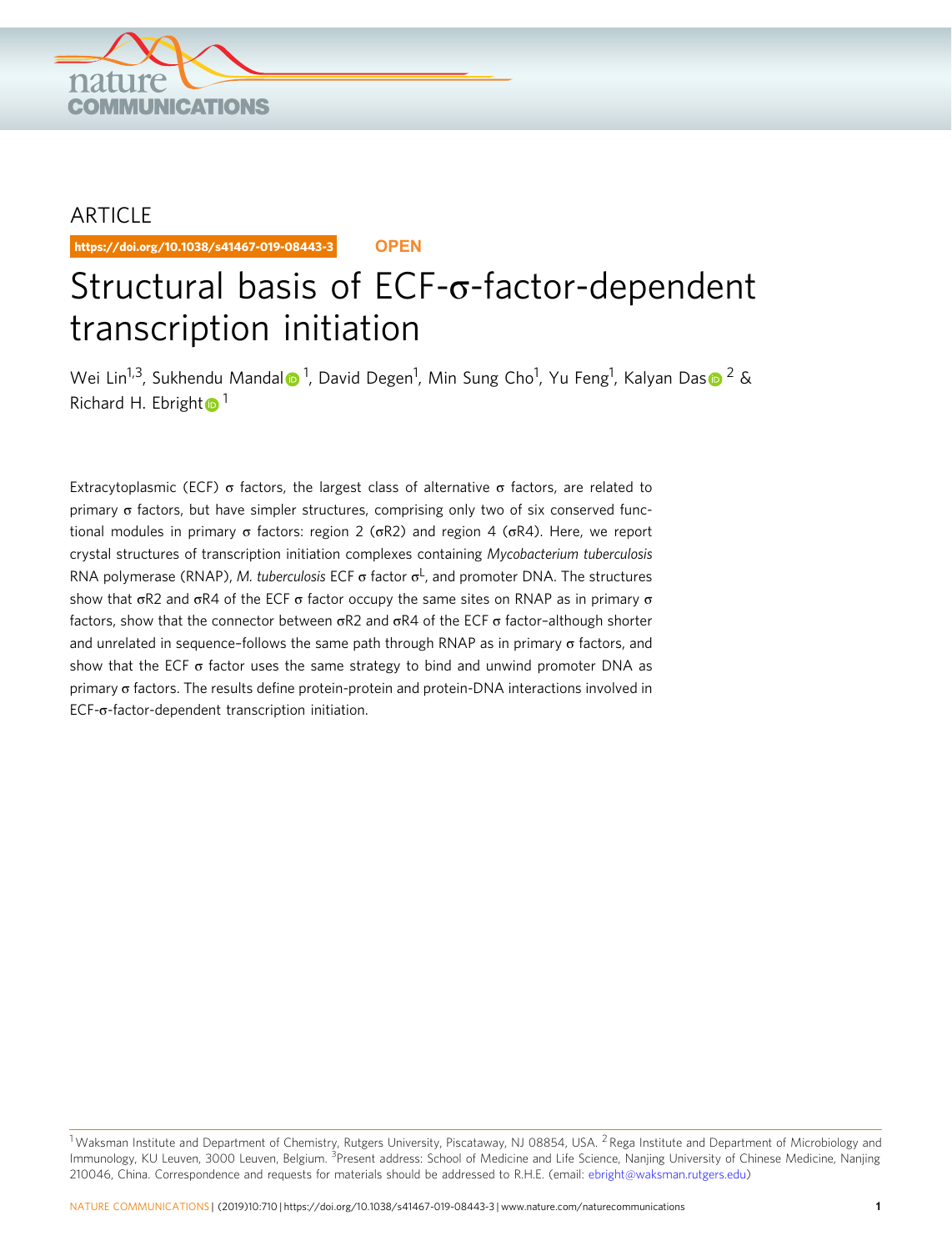ARTICLE

https://doi.org/10.1038/s41467-019-08443-3 OPEN

# Structural basis of ECF-σ-factor-dependent transcription initiation

Wei Lin[1,3], Sukhendu Mandal[1], David Degen[1], Min Sung Cho[1], Yu Feng[1], Kalyan Das[2] & Richard H. Ebright[1]

Extracytoplasmic (ECF) σ factors, the largest class of alternative σ factors, are related to primary σ factors, but have simpler structures, comprising only two of six conserved functional modules in primary σ factors: region 2 (σR2) and region 4 (σR4). Here, we report crystal structures of transcription initiation complexes containing *Mycobacterium tuberculosis* RNA polymerase (RNAP), *M. tuberculosis* ECF σ factor $\sigma^L$, and promoter DNA. The structures show that σR2 and σR4 of the ECF σ factor occupy the same sites on RNAP as in primary σ factors, show that the connector between σR2 and σR4 of the ECF σ factor–although shorter and unrelated in sequence–follows the same path through RNAP as in primary σ factors, and show that the ECF σ factor uses the same strategy to bind and unwind promoter DNA as primary σ factors. The results define protein-protein and protein-DNA interactions involved in ECF-σ-factor-dependent transcription initiation.

[1] Waksman Institute and Department of Chemistry, Rutgers University, Piscataway, NJ 08854, USA. [2] Rega Institute and Department of Microbiology and Immunology, KU Leuven, 3000 Leuven, Belgium. [3] Present address: School of Medicine and Life Science, Nanjing University of Chinese Medicine, Nanjing 210046, China. Correspondence and requests for materials should be addressed to R.H.E. (email: ebright@waksman.rutgers.edu)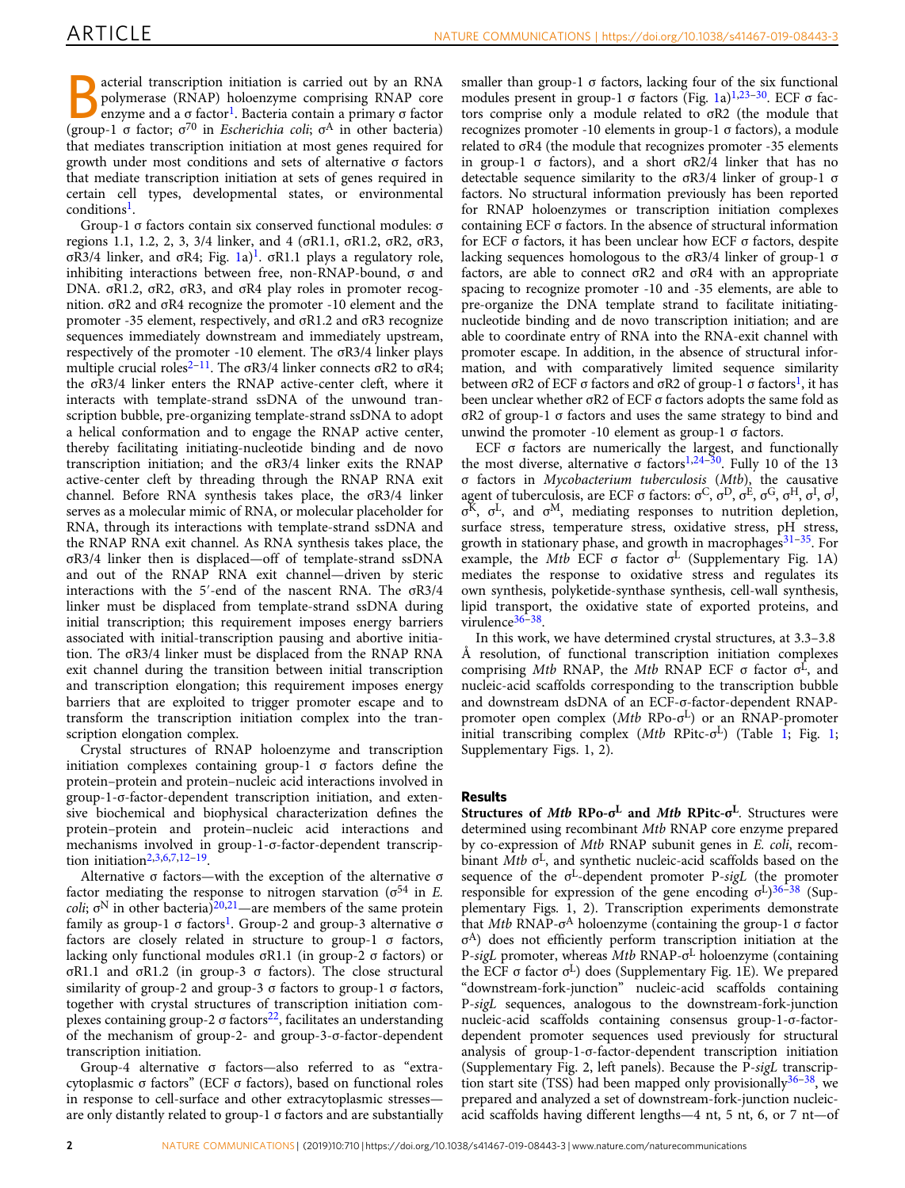Bacterial transcription initiation is carried out by an RNA polymerase (RNAP) holoenzyme comprising RNAP core enzyme and a σ factor[1]. Bacteria contain a primary σ factor (group-1 σ factor; $\sigma^{70}$ in *Escherichia coli*; $\sigma^{A}$ in other bacteria) that mediates transcription initiation at most genes required for growth under most conditions and sets of alternative σ factors that mediate transcription initiation at sets of genes required in certain cell types, developmental states, or environmental conditions[1].

Group-1 σ factors contain six conserved functional modules: σ regions 1.1, 1.2, 2, 3, 3/4 linker, and 4 (σR1.1, σR1.2, σR2, σR3, σR3/4 linker, and σR4; Fig. 1a)[1]. σR1.1 plays a regulatory role, inhibiting interactions between free, non-RNAP-bound, σ and DNA. σR1.2, σR2, σR3, and σR4 play roles in promoter recognition. σR2 and σR4 recognize the promoter -10 element and the promoter -35 element, respectively, and σR1.2 and σR3 recognize sequences immediately downstream and immediately upstream, respectively of the promoter -10 element. The σR3/4 linker plays multiple crucial roles[2–11]. The σR3/4 linker connects σR2 to σR4; the σR3/4 linker enters the RNAP active-center cleft, where it interacts with template-strand ssDNA of the unwound transcription bubble, pre-organizing template-strand ssDNA to adopt a helical conformation and to engage the RNAP active center, thereby facilitating initiating-nucleotide binding and de novo transcription initiation; and the σR3/4 linker exits the RNAP active-center cleft by threading through the RNAP RNA exit channel. Before RNA synthesis takes place, the σR3/4 linker serves as a molecular mimic of RNA, or molecular placeholder for RNA, through its interactions with template-strand ssDNA and the RNAP RNA exit channel. As RNA synthesis takes place, the σR3/4 linker then is displaced—off of template-strand ssDNA and out of the RNAP RNA exit channel—driven by steric interactions with the 5′-end of the nascent RNA. The σR3/4 linker must be displaced from template-strand ssDNA during initial transcription; this requirement imposes energy barriers associated with initial-transcription pausing and abortive initiation. The σR3/4 linker must be displaced from the RNAP RNA exit channel during the transition between initial transcription and transcription elongation; this requirement imposes energy barriers that are exploited to trigger promoter escape and to transform the transcription initiation complex into the transcription elongation complex.

Crystal structures of RNAP holoenzyme and transcription initiation complexes containing group-1 σ factors define the protein–protein and protein–nucleic acid interactions involved in group-1-σ-factor-dependent transcription initiation, and extensive biochemical and biophysical characterization defines the protein–protein and protein–nucleic acid interactions and mechanisms involved in group-1-σ-factor-dependent transcription initiation[2,3,6,7,12–19].

Alternative σ factors—with the exception of the alternative σ factor mediating the response to nitrogen starvation ($\sigma^{54}$ in *E. coli*; $\sigma^{N}$ in other bacteria)[20,21]—are members of the same protein family as group-1 σ factors[1]. Group-2 and group-3 alternative σ factors are closely related in structure to group-1 σ factors, lacking only functional modules σR1.1 (in group-2 σ factors) or σR1.1 and σR1.2 (in group-3 σ factors). The close structural similarity of group-2 and group-3 σ factors to group-1 σ factors, together with crystal structures of transcription initiation complexes containing group-2 σ factors[22], facilitates an understanding of the mechanism of group-2- and group-3-σ-factor-dependent transcription initiation.

Group-4 alternative σ factors—also referred to as "extracytoplasmic σ factors" (ECF σ factors), based on functional roles in response to cell-surface and other extracytoplasmic stresses—are only distantly related to group-1 σ factors and are substantially smaller than group-1 σ factors, lacking four of the six functional modules present in group-1 σ factors (Fig. 1a)[1,23–30]. ECF σ factors comprise only a module related to σR2 (the module that recognizes promoter -10 elements in group-1 σ factors), a module related to σR4 (the module that recognizes promoter -35 elements in group-1 σ factors), and a short σR2/4 linker that has no detectable sequence similarity to the σR3/4 linker of group-1 σ factors. No structural information previously has been reported for RNAP holoenzymes or transcription initiation complexes containing ECF σ factors. In the absence of structural information for ECF σ factors, it has been unclear how ECF σ factors, despite lacking sequences homologous to the σR3/4 linker of group-1 σ factors, are able to connect σR2 and σR4 with an appropriate spacing to recognize promoter -10 and -35 elements, are able to pre-organize the DNA template strand to facilitate initiating-nucleotide binding and de novo transcription initiation; and are able to coordinate entry of RNA into the RNA-exit channel with promoter escape. In addition, in the absence of structural information, and with comparatively limited sequence similarity between σR2 of ECF σ factors and σR2 of group-1 σ factors[1], it has been unclear whether σR2 of ECF σ factors adopts the same fold as σR2 of group-1 σ factors and uses the same strategy to bind and unwind the promoter -10 element as group-1 σ factors.

ECF σ factors are numerically the largest, and functionally the most diverse, alternative σ factors[1,24–30]. Fully 10 of the 13 σ factors in *Mycobacterium tuberculosis* (*Mtb*), the causative agent of tuberculosis, are ECF σ factors: $\sigma^{C}$, $\sigma^{D}$, $\sigma^{E}$, $\sigma^{G}$, $\sigma^{H}$, $\sigma^{I}$, $\sigma^{J}$, $\sigma^{K}$, $\sigma^{L}$, and $\sigma^{M}$, mediating responses to nutrition depletion, surface stress, temperature stress, oxidative stress, pH stress, growth in stationary phase, and growth in macrophages[31–35]. For example, the *Mtb* ECF σ factor $\sigma^{L}$ (Supplementary Fig. 1A) mediates the response to oxidative stress and regulates its own synthesis, polyketide-synthase synthesis, cell-wall synthesis, lipid transport, the oxidative state of exported proteins, and virulence[36–38].

In this work, we have determined crystal structures, at 3.3–3.8 Å resolution, of functional transcription initiation complexes comprising *Mtb* RNAP, the *Mtb* RNAP ECF σ factor $\sigma^{L}$, and nucleic-acid scaffolds corresponding to the transcription bubble and downstream dsDNA of an ECF-σ-factor-dependent RNAP-promoter open complex (*Mtb* RPo-$\sigma^{L}$) or an RNAP-promoter initial transcribing complex (*Mtb* RPitc-$\sigma^{L}$) (Table 1; Fig. 1; Supplementary Figs. 1, 2).

## Results

**Structures of *Mtb* RPo-$\sigma^{L}$ and *Mtb* RPitc-$\sigma^{L}$.** Structures were determined using recombinant *Mtb* RNAP core enzyme prepared by co-expression of *Mtb* RNAP subunit genes in *E. coli*, recombinant *Mtb* $\sigma^{L}$, and synthetic nucleic-acid scaffolds based on the sequence of the $\sigma^{L}$-dependent promoter P-*sigL* (the promoter responsible for expression of the gene encoding $\sigma^{L}$)[36–38] (Supplementary Figs. 1, 2). Transcription experiments demonstrate that *Mtb* RNAP-$\sigma^{A}$ holoenzyme (containing the group-1 σ factor $\sigma^{A}$) does not efficiently perform transcription initiation at the P-*sigL* promoter, whereas *Mtb* RNAP-$\sigma^{L}$ holoenzyme (containing the ECF σ factor $\sigma^{L}$) does (Supplementary Fig. 1E). We prepared "downstream-fork-junction" nucleic-acid scaffolds containing P-*sigL* sequences, analogous to the downstream-fork-junction nucleic-acid scaffolds containing consensus group-1-σ-factor-dependent promoter sequences used previously for structural analysis of group-1-σ-factor-dependent transcription initiation (Supplementary Fig. 2, left panels). Because the P-*sigL* transcription start site (TSS) had been mapped only provisionally[36–38], we prepared and analyzed a set of downstream-fork-junction nucleic-acid scaffolds having different lengths—4 nt, 5 nt, 6, or 7 nt—of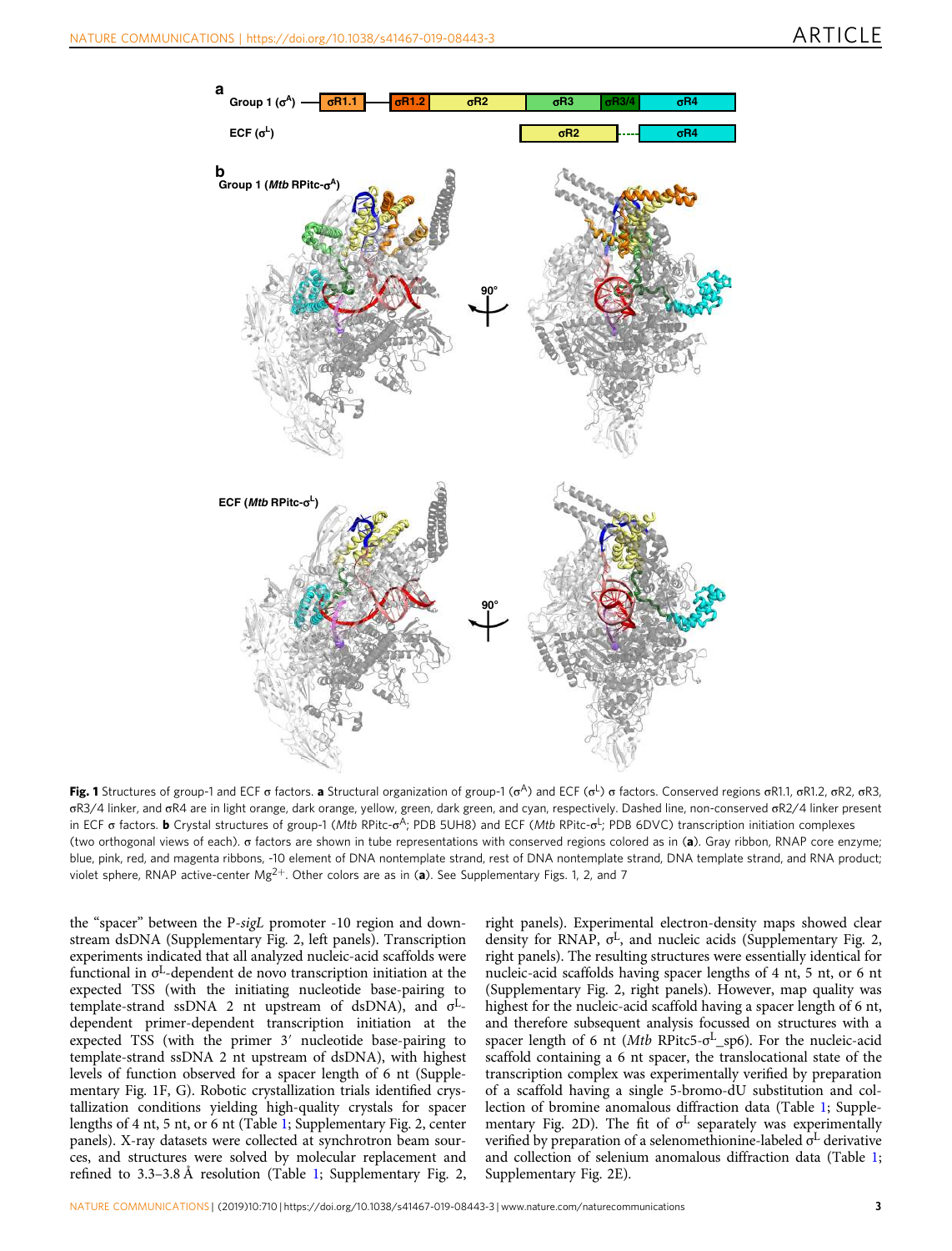**Fig. 1** Structures of group-1 and ECF σ factors. **a** Structural organization of group-1 ($\sigma^A$) and ECF ($\sigma^L$) σ factors. Conserved regions σR1.1, σR1.2, σR2, σR3, σR3/4 linker, and σR4 are in light orange, dark orange, yellow, green, dark green, and cyan, respectively. Dashed line, non-conserved σR2/4 linker present in ECF σ factors. **b** Crystal structures of group-1 (*Mtb* RPitc-$\sigma^A$; PDB 5UH8) and ECF (*Mtb* RPitc-$\sigma^L$; PDB 6DVC) transcription initiation complexes (two orthogonal views of each). σ factors are shown in tube representations with conserved regions colored as in (**a**). Gray ribbon, RNAP core enzyme; blue, pink, red, and magenta ribbons, -10 element of DNA nontemplate strand, rest of DNA nontemplate strand, DNA template strand, and RNA product; violet sphere, RNAP active-center $Mg^{2+}$. Other colors are as in (**a**). See Supplementary Figs. 1, 2, and 7

the "spacer" between the P-*sigL* promoter -10 region and downstream dsDNA (Supplementary Fig. 2, left panels). Transcription experiments indicated that all analyzed nucleic-acid scaffolds were functional in $\sigma^L$-dependent de novo transcription initiation at the expected TSS (with the initiating nucleotide base-pairing to template-strand ssDNA 2 nt upstream of dsDNA), and $\sigma^L$-dependent primer-dependent transcription initiation at the expected TSS (with the primer 3′ nucleotide base-pairing to template-strand ssDNA 2 nt upstream of dsDNA), with highest levels of function observed for a spacer length of 6 nt (Supplementary Fig. 1F, G). Robotic crystallization trials identified crystallization conditions yielding high-quality crystals for spacer lengths of 4 nt, 5 nt, or 6 nt (Table 1; Supplementary Fig. 2, center panels). X-ray datasets were collected at synchrotron beam sources, and structures were solved by molecular replacement and refined to 3.3–3.8 Å resolution (Table 1; Supplementary Fig. 2, right panels). Experimental electron-density maps showed clear density for RNAP, $\sigma^L$, and nucleic acids (Supplementary Fig. 2, right panels). The resulting structures were essentially identical for nucleic-acid scaffolds having spacer lengths of 4 nt, 5 nt, or 6 nt (Supplementary Fig. 2, right panels). However, map quality was highest for the nucleic-acid scaffold having a spacer length of 6 nt, and therefore subsequent analysis focussed on structures with a spacer length of 6 nt (*Mtb* RPitc5-$\sigma^L$_sp6). For the nucleic-acid scaffold containing a 6 nt spacer, the translocational state of the transcription complex was experimentally verified by preparation of a scaffold having a single 5-bromo-dU substitution and collection of bromine anomalous diffraction data (Table 1; Supplementary Fig. 2D). The fit of $\sigma^L$ separately was experimentally verified by preparation of a selenomethionine-labeled $\sigma^L$ derivative and collection of selenium anomalous diffraction data (Table 1; Supplementary Fig. 2E).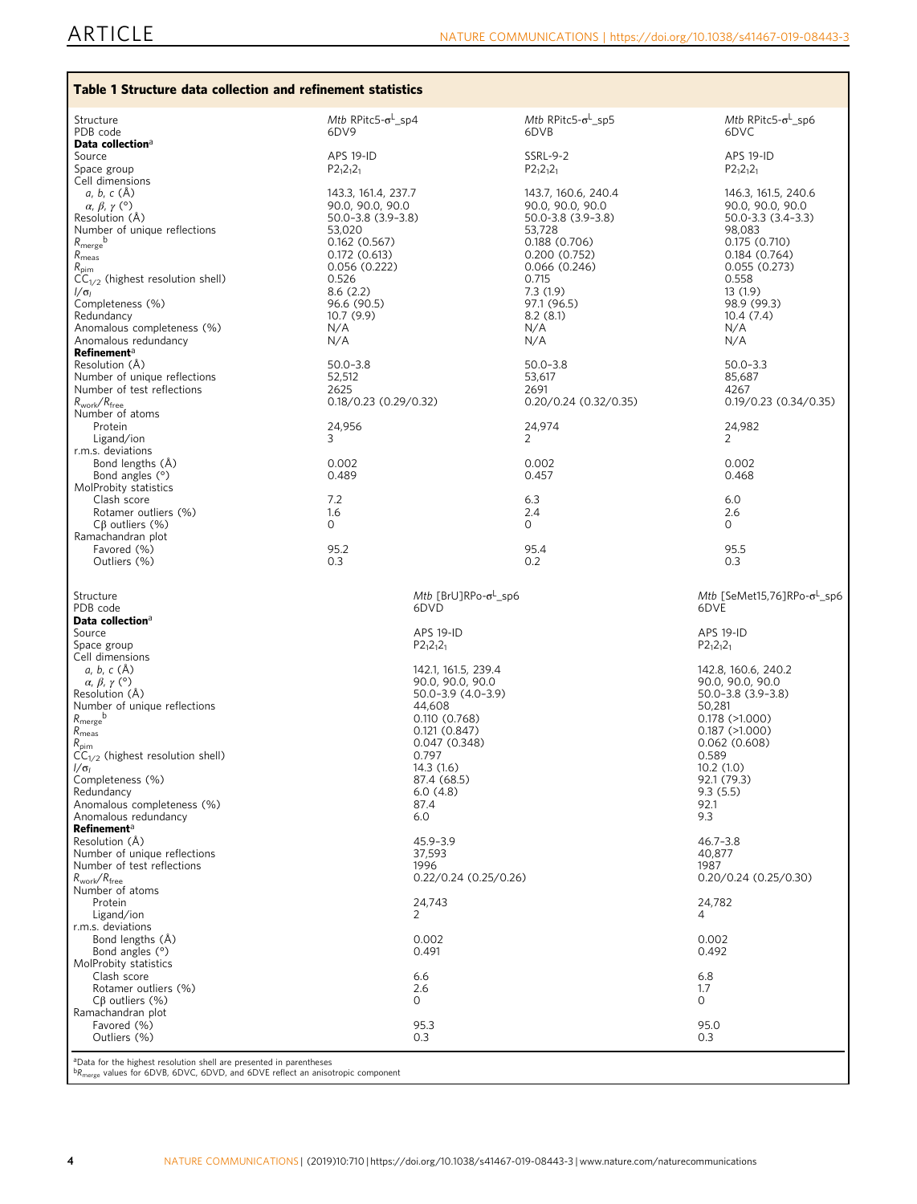**Table 1 Structure data collection and refinement statistics**

| Structure | *Mtb* RPitc5-$\sigma^L$_sp4 | *Mtb* RPitc5-$\sigma^L$_sp5 | *Mtb* RPitc5-$\sigma^L$_sp6 |
|---|---|---|---|
| PDB code | 6DV9 | 6DVB | 6DVC |
| **Data collection**[a] | | | |
| Source | APS 19-ID | SSRL-9-2 | APS 19-ID |
| Space group | $P2_12_12_1$ | $P2_12_12_1$ | $P2_12_12_1$ |
| Cell dimensions | | | |
| *a*, *b*, *c* (Å) | 143.3, 161.4, 237.7 | 143.7, 160.6, 240.4 | 146.3, 161.5, 240.6 |
| *α*, *β*, *γ* (°) | 90.0, 90.0, 90.0 | 90.0, 90.0, 90.0 | 90.0, 90.0, 90.0 |
| Resolution (Å) | 50.0-3.8 (3.9-3.8) | 50.0-3.8 (3.9-3.8) | 50.0-3.3 (3.4-3.3) |
| Number of unique reflections | 53,020 | 53,728 | 98,083 |
| $R_{merge}$[b] | 0.162 (0.567) | 0.188 (0.706) | 0.175 (0.710) |
| $R_{meas}$ | 0.172 (0.613) | 0.200 (0.752) | 0.184 (0.764) |
| $R_{pim}$ | 0.056 (0.222) | 0.066 (0.246) | 0.055 (0.273) |
| $CC_{1/2}$ (highest resolution shell) | 0.526 | 0.715 | 0.558 |
| $I/\sigma_I$ | 8.6 (2.2) | 7.3 (1.9) | 13 (1.9) |
| Completeness (%) | 96.6 (90.5) | 97.1 (96.5) | 98.9 (99.3) |
| Redundancy | 10.7 (9.9) | 8.2 (8.1) | 10.4 (7.4) |
| Anomalous completeness (%) | N/A | N/A | N/A |
| Anomalous redundancy | N/A | N/A | N/A |
| **Refinement**[a] | | | |
| Resolution (Å) | 50.0–3.8 | 50.0–3.8 | 50.0–3.3 |
| Number of unique reflections | 52,512 | 53,617 | 85,687 |
| Number of test reflections | 2625 | 2691 | 4267 |
| $R_{work}/R_{free}$ | 0.18/0.23 (0.29/0.32) | 0.20/0.24 (0.32/0.35) | 0.19/0.23 (0.34/0.35) |
| Number of atoms | | | |
| Protein | 24,956 | 24,974 | 24,982 |
| Ligand/ion | 3 | 2 | 2 |
| r.m.s. deviations | | | |
| Bond lengths (Å) | 0.002 | 0.002 | 0.002 |
| Bond angles (°) | 0.489 | 0.457 | 0.468 |
| MolProbity statistics | | | |
| Clash score | 7.2 | 6.3 | 6.0 |
| Rotamer outliers (%) | 1.6 | 2.4 | 2.6 |
| Cβ outliers (%) | 0 | 0 | 0 |
| Ramachandran plot | | | |
| Favored (%) | 95.2 | 95.4 | 95.5 |
| Outliers (%) | 0.3 | 0.2 | 0.3 |

| Structure | *Mtb* [BrU]RPo-$\sigma^L$_sp6 | *Mtb* [SeMet15,76]RPo-$\sigma^L$_sp6 |
|---|---|---|
| PDB code | 6DVD | 6DVE |
| **Data collection**[a] | | |
| Source | APS 19-ID | APS 19-ID |
| Space group | $P2_12_12_1$ | $P2_12_12_1$ |
| Cell dimensions | | |
| *a*, *b*, *c* (Å) | 142.1, 161.5, 239.4 | 142.8, 160.6, 240.2 |
| *α*, *β*, *γ* (°) | 90.0, 90.0, 90.0 | 90.0, 90.0, 90.0 |
| Resolution (Å) | 50.0-3.9 (4.0-3.9) | 50.0-3.8 (3.9-3.8) |
| Number of unique reflections | 44,608 | 50,281 |
| $R_{merge}$[b] | 0.110 (0.768) | 0.178 (>1.000) |
| $R_{meas}$ | 0.121 (0.847) | 0.187 (>1.000) |
| $R_{pim}$ | 0.047 (0.348) | 0.062 (0.608) |
| $CC_{1/2}$ (highest resolution shell) | 0.797 | 0.589 |
| $I/\sigma_I$ | 14.3 (1.6) | 10.2 (1.0) |
| Completeness (%) | 87.4 (68.5) | 92.1 (79.3) |
| Redundancy | 6.0 (4.8) | 9.3 (5.5) |
| Anomalous completeness (%) | 87.4 | 92.1 |
| Anomalous redundancy | 6.0 | 9.3 |
| **Refinement**[a] | | |
| Resolution (Å) | 45.9–3.9 | 46.7–3.8 |
| Number of unique reflections | 37,593 | 40,877 |
| Number of test reflections | 1996 | 1987 |
| $R_{work}/R_{free}$ | 0.22/0.24 (0.25/0.26) | 0.20/0.24 (0.25/0.30) |
| Number of atoms | | |
| Protein | 24,743 | 24,782 |
| Ligand/ion | 2 | 4 |
| r.m.s. deviations | | |
| Bond lengths (Å) | 0.002 | 0.002 |
| Bond angles (°) | 0.491 | 0.492 |
| MolProbity statistics | | |
| Clash score | 6.6 | 6.8 |
| Rotamer outliers (%) | 2.6 | 1.7 |
| Cβ outliers (%) | 0 | 0 |
| Ramachandran plot | | |
| Favored (%) | 95.3 | 95.0 |
| Outliers (%) | 0.3 | 0.3 |

[a]Data for the highest resolution shell are presented in parentheses
[b]$R_{merge}$ values for 6DVB, 6DVC, 6DVD, and 6DVE reflect an anisotropic component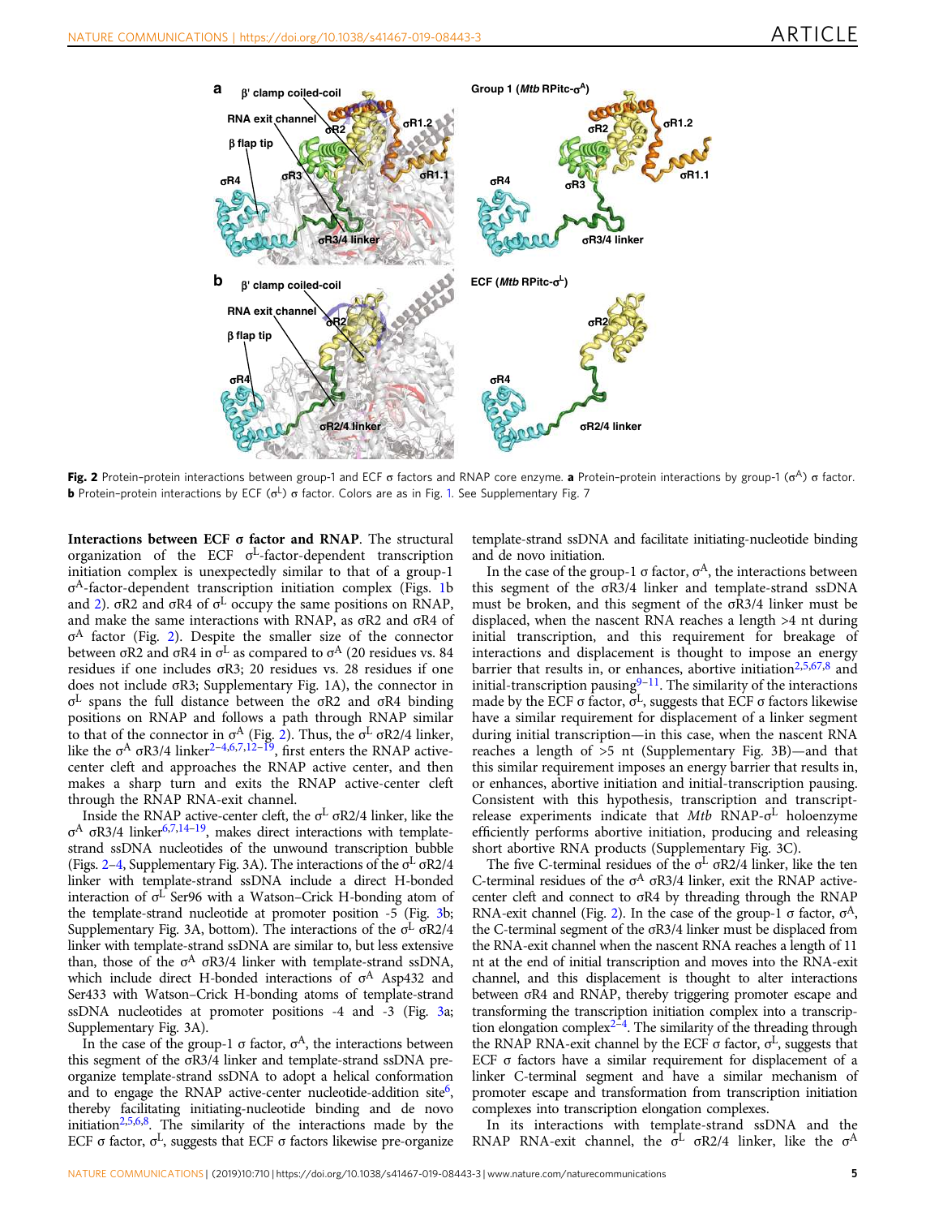Fig. 2 Protein–protein interactions between group-1 and ECF σ factors and RNAP core enzyme. **a** Protein–protein interactions by group-1 ($\sigma^A$) σ factor. **b** Protein–protein interactions by ECF ($\sigma^L$) σ factor. Colors are as in Fig. 1. See Supplementary Fig. 7

**Interactions between ECF σ factor and RNAP**. The structural organization of the ECF $\sigma^L$-factor-dependent transcription initiation complex is unexpectedly similar to that of a group-1 $\sigma^A$-factor-dependent transcription initiation complex (Figs. 1b and 2). σR2 and σR4 of $\sigma^L$ occupy the same positions on RNAP, and make the same interactions with RNAP, as σR2 and σR4 of $\sigma^A$ factor (Fig. 2). Despite the smaller size of the connector between σR2 and σR4 in $\sigma^L$ as compared to $\sigma^A$ (20 residues vs. 84 residues if one includes σR3; 20 residues vs. 28 residues if one does not include σR3; Supplementary Fig. 1A), the connector in $\sigma^L$ spans the full distance between the σR2 and σR4 binding positions on RNAP and follows a path through RNAP similar to that of the connector in $\sigma^A$ (Fig. 2). Thus, the $\sigma^L$ σR2/4 linker, like the $\sigma^A$ σR3/4 linker[2–4,6,7,12–19], first enters the RNAP active-center cleft and approaches the RNAP active center, and then makes a sharp turn and exits the RNAP active-center cleft through the RNAP RNA-exit channel.

Inside the RNAP active-center cleft, the $\sigma^L$ σR2/4 linker, like the $\sigma^A$ σR3/4 linker[6,7,14–19], makes direct interactions with template-strand ssDNA nucleotides of the unwound transcription bubble (Figs. 2–4, Supplementary Fig. 3A). The interactions of the $\sigma^L$ σR2/4 linker with template-strand ssDNA include a direct H-bonded interaction of $\sigma^L$ Ser96 with a Watson–Crick H-bonding atom of the template-strand nucleotide at promoter position -5 (Fig. 3b; Supplementary Fig. 3A, bottom). The interactions of the $\sigma^L$ σR2/4 linker with template-strand ssDNA are similar to, but less extensive than, those of the $\sigma^A$ σR3/4 linker with template-strand ssDNA, which include direct H-bonded interactions of $\sigma^A$ Asp432 and Ser433 with Watson–Crick H-bonding atoms of template-strand ssDNA nucleotides at promoter positions -4 and -3 (Fig. 3a; Supplementary Fig. 3A).

In the case of the group-1 σ factor, $\sigma^A$, the interactions between this segment of the σR3/4 linker and template-strand ssDNA pre-organize template-strand ssDNA to adopt a helical conformation and to engage the RNAP active-center nucleotide-addition site[6], thereby facilitating initiating-nucleotide binding and de novo initiation[2,5,6,8]. The similarity of the interactions made by the ECF σ factor, $\sigma^L$, suggests that ECF σ factors likewise pre-organize template-strand ssDNA and facilitate initiating-nucleotide binding and de novo initiation.

In the case of the group-1 σ factor, $\sigma^A$, the interactions between this segment of the σR3/4 linker and template-strand ssDNA must be broken, and this segment of the σR3/4 linker must be displaced, when the nascent RNA reaches a length >4 nt during initial transcription, and this requirement for breakage of interactions and displacement is thought to impose an energy barrier that results in, or enhances, abortive initiation[2,5,6,7,8] and initial-transcription pausing[9–11]. The similarity of the interactions made by the ECF σ factor, $\sigma^L$, suggests that ECF σ factors likewise have a similar requirement for displacement of a linker segment during initial transcription—in this case, when the nascent RNA reaches a length of >5 nt (Supplementary Fig. 3B)—and that this similar requirement imposes an energy barrier that results in, or enhances, abortive initiation and initial-transcription pausing. Consistent with this hypothesis, transcription and transcript-release experiments indicate that *Mtb* RNAP-$\sigma^L$ holoenzyme efficiently performs abortive initiation, producing and releasing short abortive RNA products (Supplementary Fig. 3C).

The five C-terminal residues of the $\sigma^L$ σR2/4 linker, like the ten C-terminal residues of the $\sigma^A$ σR3/4 linker, exit the RNAP active-center cleft and connect to σR4 by threading through the RNAP RNA-exit channel (Fig. 2). In the case of the group-1 σ factor, $\sigma^A$, the C-terminal segment of the σR3/4 linker must be displaced from the RNA-exit channel when the nascent RNA reaches a length of 11 nt at the end of initial transcription and moves into the RNA-exit channel, and this displacement is thought to alter interactions between σR4 and RNAP, thereby triggering promoter escape and transforming the transcription initiation complex into a transcription elongation complex[2–4]. The similarity of the threading through the RNAP RNA-exit channel by the ECF σ factor, $\sigma^L$, suggests that ECF σ factors have a similar requirement for displacement of a linker C-terminal segment and have a similar mechanism of promoter escape and transformation from transcription initiation complexes into transcription elongation complexes.

In its interactions with template-strand ssDNA and the RNAP RNA-exit channel, the $\sigma^L$ σR2/4 linker, like the $\sigma^A$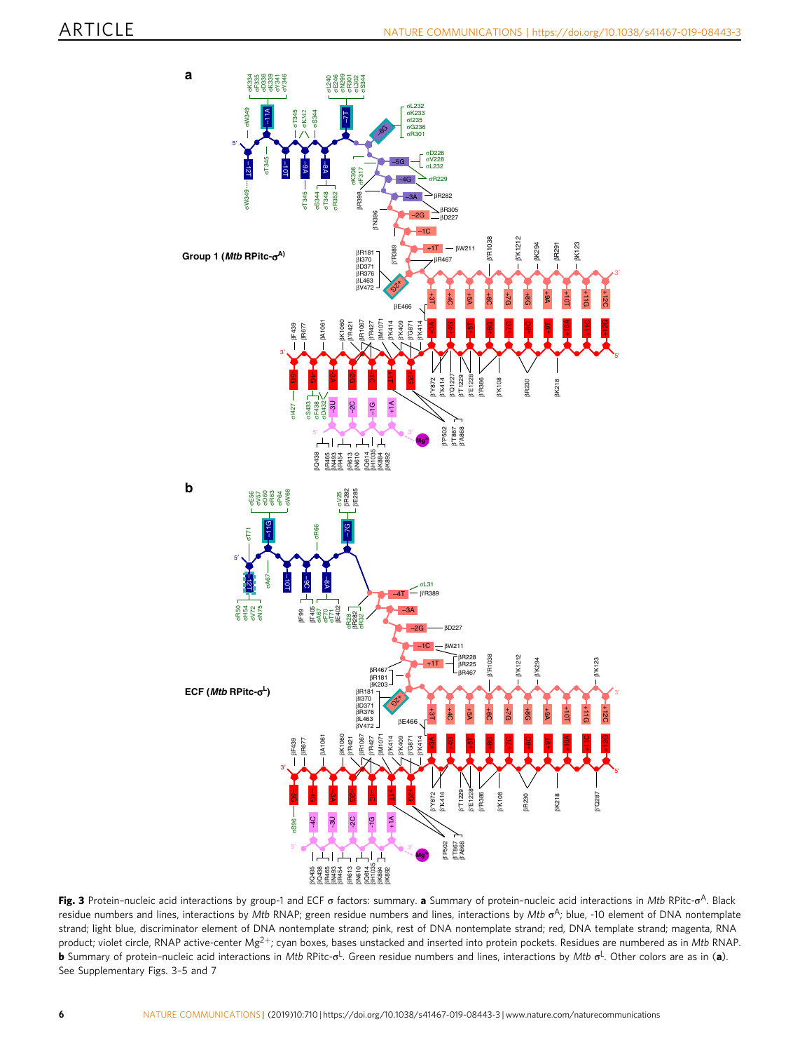**Fig. 3** Protein–nucleic acid interactions by group-1 and ECF σ factors: summary. **a** Summary of protein–nucleic acid interactions in *Mtb* RPitc-σ$^{A}$. Black residue numbers and lines, interactions by *Mtb* RNAP; green residue numbers and lines, interactions by *Mtb* σ$^{A}$; blue, -10 element of DNA nontemplate strand; light blue, discriminator element of DNA nontemplate strand; pink, rest of DNA nontemplate strand; red, DNA template strand; magenta, RNA product; violet circle, RNAP active-center $Mg^{2+}$; cyan boxes, bases unstacked and inserted into protein pockets. Residues are numbered as in *Mtb* RNAP. **b** Summary of protein–nucleic acid interactions in *Mtb* RPitc-σ$^{L}$. Green residue numbers and lines, interactions by *Mtb* σ$^{L}$. Other colors are as in (**a**). See Supplementary Figs. 3–5 and 7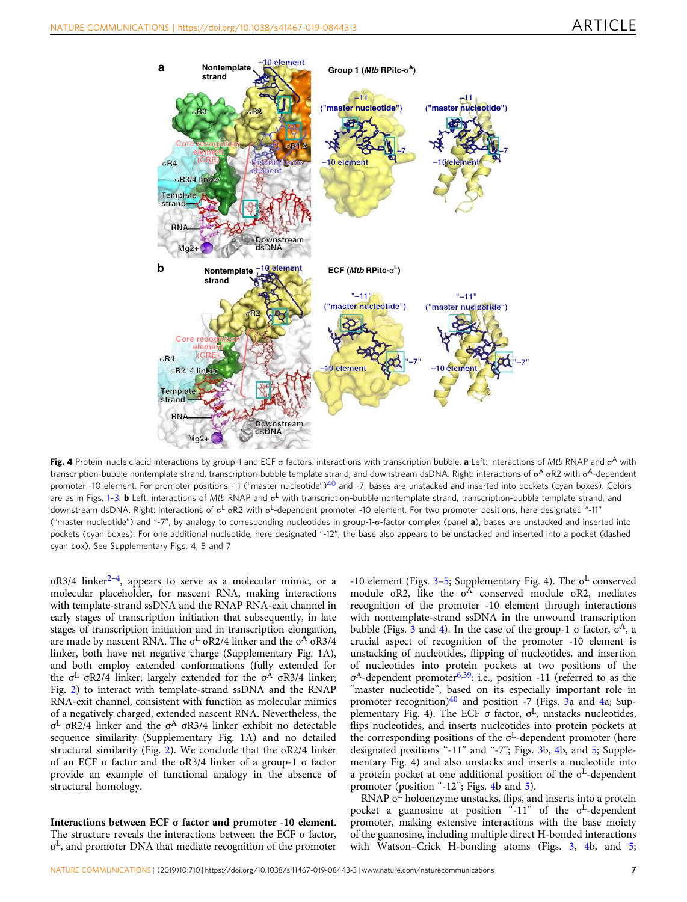**Fig. 4** Protein–nucleic acid interactions by group-1 and ECF σ factors: interactions with transcription bubble. **a** Left: interactions of *Mtb* RNAP and $\sigma^A$ with transcription-bubble nontemplate strand, transcription-bubble template strand, and downstream dsDNA. Right: interactions of $\sigma^A$ σR2 with $\sigma^A$-dependent promoter -10 element. For promoter positions -11 ("master nucleotide")[40] and -7, bases are unstacked and inserted into pockets (cyan boxes). Colors are as in Figs. 1–3. **b** Left: interactions of *Mtb* RNAP and $\sigma^L$ with transcription-bubble nontemplate strand, transcription-bubble template strand, and downstream dsDNA. Right: interactions of $\sigma^L$ σR2 with $\sigma^L$-dependent promoter -10 element. For two promoter positions, here designated "-11" ("master nucleotide") and "-7", by analogy to corresponding nucleotides in group-1-σ-factor complex (panel **a**), bases are unstacked and inserted into pockets (cyan boxes). For one additional nucleotide, here designated "-12", the base also appears to be unstacked and inserted into a pocket (dashed cyan box). See Supplementary Figs. 4, 5 and 7

σR3/4 linker[2–4], appears to serve as a molecular mimic, or a molecular placeholder, for nascent RNA, making interactions with template-strand ssDNA and the RNAP RNA-exit channel in early stages of transcription initiation that subsequently, in late stages of transcription initiation and in transcription elongation, are made by nascent RNA. The $\sigma^L$ σR2/4 linker and the $\sigma^A$ σR3/4 linker, both have net negative charge (Supplementary Fig. 1A), and both employ extended conformations (fully extended for the $\sigma^L$ σR2/4 linker; largely extended for the $\sigma^A$ σR3/4 linker; Fig. 2) to interact with template-strand ssDNA and the RNAP RNA-exit channel, consistent with function as molecular mimics of a negatively charged, extended nascent RNA. Nevertheless, the $\sigma^L$ σR2/4 linker and the $\sigma^A$ σR3/4 linker exhibit no detectable sequence similarity (Supplementary Fig. 1A) and no detailed structural similarity (Fig. 2). We conclude that the σR2/4 linker of an ECF σ factor and the σR3/4 linker of a group-1 σ factor provide an example of functional analogy in the absence of structural homology.

**Interactions between ECF σ factor and promoter -10 element**. The structure reveals the interactions between the ECF σ factor, $\sigma^L$, and promoter DNA that mediate recognition of the promoter -10 element (Figs. 3–5; Supplementary Fig. 4). The $\sigma^L$ conserved module σR2, like the $\sigma^A$ conserved module σR2, mediates recognition of the promoter -10 element through interactions with nontemplate-strand ssDNA in the unwound transcription bubble (Figs. 3 and 4). In the case of the group-1 σ factor, $\sigma^A$, a crucial aspect of recognition of the promoter -10 element is unstacking of nucleotides, flipping of nucleotides, and insertion of nucleotides into protein pockets at two positions of the $\sigma^A$-dependent promoter[6,39]: i.e., position -11 (referred to as the "master nucleotide", based on its especially important role in promoter recognition)[40] and position -7 (Figs. 3a and 4a; Supplementary Fig. 4). The ECF σ factor, $\sigma^L$, unstacks nucleotides, flips nucleotides, and inserts nucleotides into protein pockets at the corresponding positions of the $\sigma^L$-dependent promoter (here designated positions "-11" and "-7"; Figs. 3b, 4b, and 5; Supplementary Fig. 4) and also unstacks and inserts a nucleotide into a protein pocket at one additional position of the $\sigma^L$-dependent promoter (position "-12"; Figs. 4b and 5).

RNAP $\sigma^L$ holoenzyme unstacks, flips, and inserts into a protein pocket a guanosine at position "-11" of the $\sigma^L$-dependent promoter, making extensive interactions with the base moiety of the guanosine, including multiple direct H-bonded interactions with Watson–Crick H-bonding atoms (Figs. 3, 4b, and 5;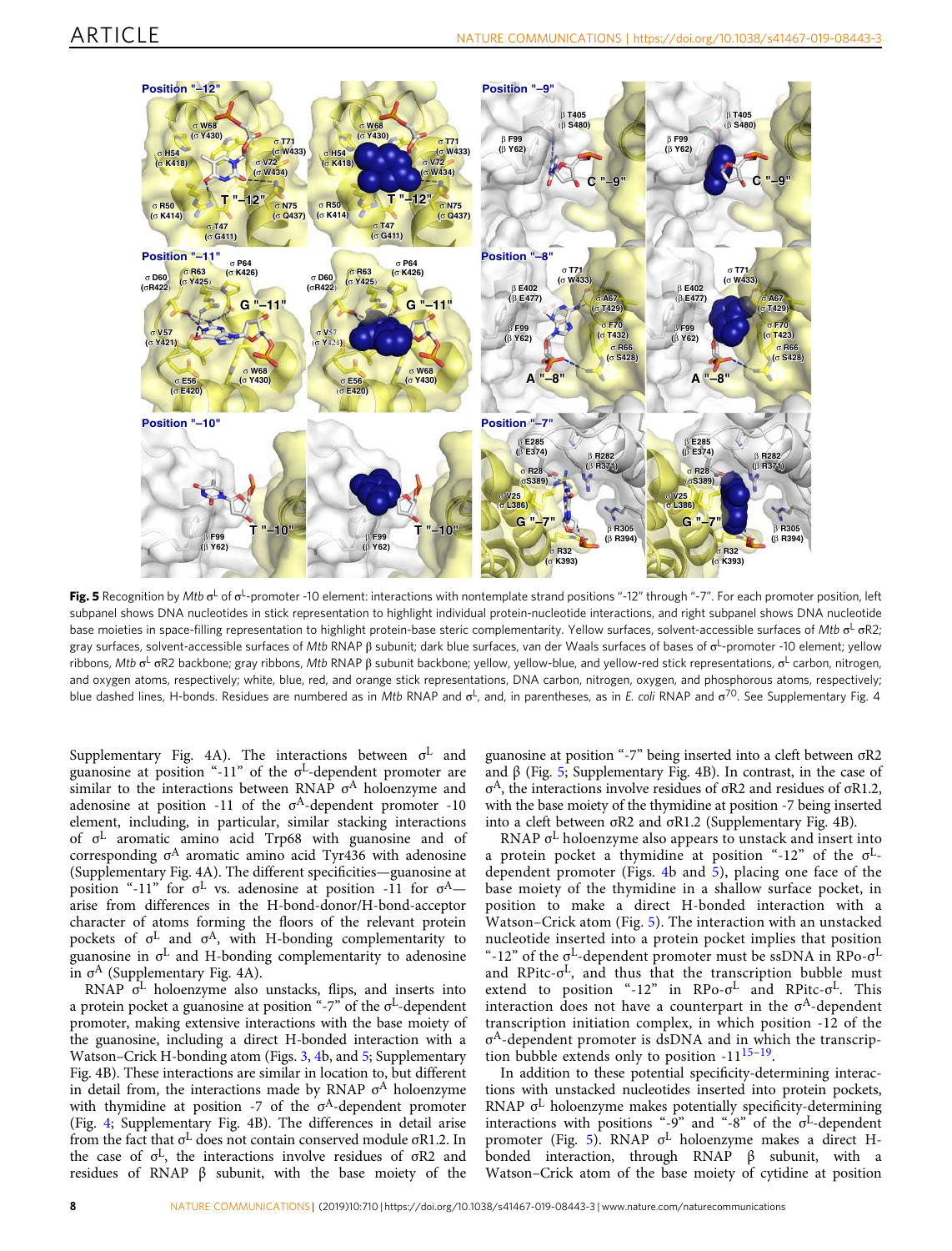**Fig. 5** Recognition by *Mtb* $\sigma^L$ of $\sigma^L$-promoter -10 element: interactions with nontemplate strand positions "-12" through "-7". For each promoter position, left subpanel shows DNA nucleotides in stick representation to highlight individual protein-nucleotide interactions, and right subpanel shows DNA nucleotide base moieties in space-filling representation to highlight protein-base steric complementarity. Yellow surfaces, solvent-accessible surfaces of *Mtb* $\sigma^L$ σR2; gray surfaces, solvent-accessible surfaces of *Mtb* RNAP β subunit; dark blue surfaces, van der Waals surfaces of bases of $\sigma^L$-promoter -10 element; yellow ribbons, *Mtb* $\sigma^L$ σR2 backbone; gray ribbons, *Mtb* RNAP β subunit backbone; yellow, yellow-blue, and yellow-red stick representations, $\sigma^L$ carbon, nitrogen, and oxygen atoms, respectively; white, blue, red, and orange stick representations, DNA carbon, nitrogen, oxygen, and phosphorous atoms, respectively; blue dashed lines, H-bonds. Residues are numbered as in *Mtb* RNAP and $\sigma^L$, and, in parentheses, as in *E. coli* RNAP and $\sigma^{70}$. See Supplementary Fig. 4

Supplementary Fig. 4A). The interactions between $\sigma^L$ and guanosine at position "-11" of the $\sigma^L$-dependent promoter are similar to the interactions between RNAP $\sigma^A$ holoenzyme and adenosine at position -11 of the $\sigma^A$-dependent promoter -10 element, including, in particular, similar stacking interactions of $\sigma^L$ aromatic amino acid Trp68 with guanosine and of corresponding $\sigma^A$ aromatic amino acid Tyr436 with adenosine (Supplementary Fig. 4A). The different specificities—guanosine at position "-11" for $\sigma^L$ vs. adenosine at position -11 for $\sigma^A$—arise from differences in the H-bond-donor/H-bond-acceptor character of atoms forming the floors of the relevant protein pockets of $\sigma^L$ and $\sigma^A$, with H-bonding complementarity to guanosine in $\sigma^L$ and H-bonding complementarity to adenosine in $\sigma^A$ (Supplementary Fig. 4A).

RNAP $\sigma^L$ holoenzyme also unstacks, flips, and inserts into a protein pocket a guanosine at position "-7" of the $\sigma^L$-dependent promoter, making extensive interactions with the base moiety of the guanosine, including a direct H-bonded interaction with a Watson–Crick H-bonding atom (Figs. 3, 4b, and 5; Supplementary Fig. 4B). These interactions are similar in location to, but different in detail from, the interactions made by RNAP $\sigma^A$ holoenzyme with thymidine at position -7 of the $\sigma^A$-dependent promoter (Fig. 4; Supplementary Fig. 4B). The differences in detail arise from the fact that $\sigma^L$ does not contain conserved module σR1.2. In the case of $\sigma^L$, the interactions involve residues of σR2 and residues of RNAP β subunit, with the base moiety of the guanosine at position "-7" being inserted into a cleft between σR2 and β (Fig. 5; Supplementary Fig. 4B). In contrast, in the case of $\sigma^A$, the interactions involve residues of σR2 and residues of σR1.2, with the base moiety of the thymidine at position -7 being inserted into a cleft between σR2 and σR1.2 (Supplementary Fig. 4B).

RNAP $\sigma^L$ holoenzyme also appears to unstack and insert into a protein pocket a thymidine at position "-12" of the $\sigma^L$-dependent promoter (Figs. 4b and 5), placing one face of the base moiety of the thymidine in a shallow surface pocket, in position to make a direct H-bonded interaction with a Watson–Crick atom (Fig. 5). The interaction with an unstacked nucleotide inserted into a protein pocket implies that position "-12" of the $\sigma^L$-dependent promoter must be ssDNA in RPo-$\sigma^L$ and RPitc-$\sigma^L$, and thus that the transcription bubble must extend to position "-12" in RPo-$\sigma^L$ and RPitc-$\sigma^L$. This interaction does not have a counterpart in the $\sigma^A$-dependent transcription initiation complex, in which position -12 of the $\sigma^A$-dependent promoter is dsDNA and in which the transcription bubble extends only to position -11[15–19].

In addition to these potential specificity-determining interactions with unstacked nucleotides inserted into protein pockets, RNAP $\sigma^L$ holoenzyme makes potentially specificity-determining interactions with positions "-9" and "-8" of the $\sigma^L$-dependent promoter (Fig. 5). RNAP $\sigma^L$ holoenzyme makes a direct H-bonded interaction, through RNAP β subunit, with a Watson–Crick atom of the base moiety of cytidine at position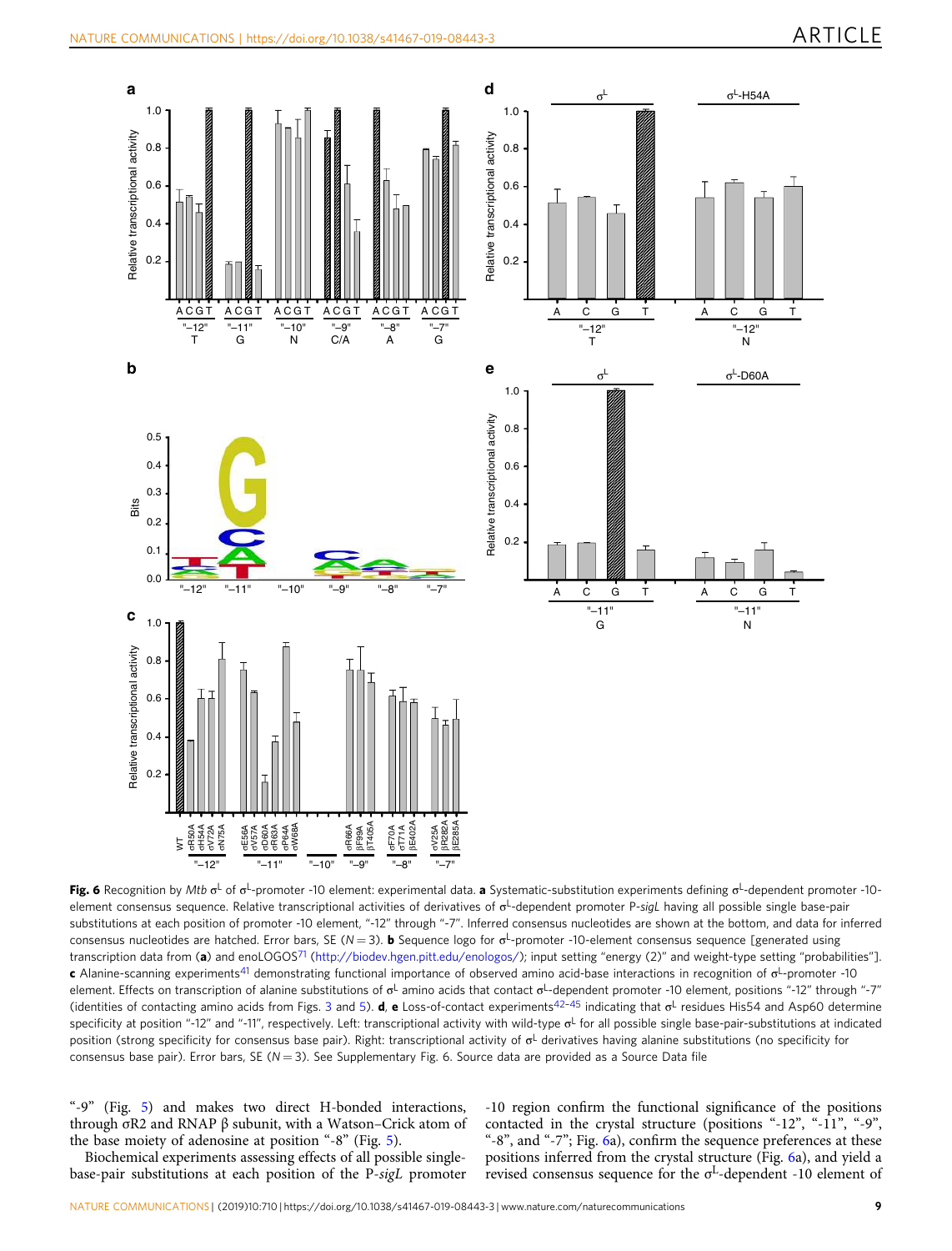**Fig. 6** Recognition by *Mtb* $\sigma^L$ of $\sigma^L$-promoter -10 element: experimental data. **a** Systematic-substitution experiments defining $\sigma^L$-dependent promoter -10-element consensus sequence. Relative transcriptional activities of derivatives of $\sigma^L$-dependent promoter P-*sigL* having all possible single base-pair substitutions at each position of promoter -10 element, "-12" through "-7". Inferred consensus nucleotides are shown at the bottom, and data for inferred consensus nucleotides are hatched. Error bars, SE ($N = 3$). **b** Sequence logo for $\sigma^L$-promoter -10-element consensus sequence [generated using transcription data from (**a**) and enoLOGOS[71] (http://biodev.hgen.pitt.edu/enologos/); input setting "energy (2)" and weight-type setting "probabilities"]. **c** Alanine-scanning experiments[41] demonstrating functional importance of observed amino acid-base interactions in recognition of $\sigma^L$-promoter -10 element. Effects on transcription of alanine substitutions of $\sigma^L$ amino acids that contact $\sigma^L$-dependent promoter -10 element, positions "-12" through "-7" (identities of contacting amino acids from Figs. 3 and 5). **d**, **e** Loss-of-contact experiments[42–45] indicating that $\sigma^L$ residues His54 and Asp60 determine specificity at position "-12" and "-11", respectively. Left: transcriptional activity with wild-type $\sigma^L$ for all possible single base-pair-substitutions at indicated position (strong specificity for consensus base pair). Right: transcriptional activity of $\sigma^L$ derivatives having alanine substitutions (no specificity for consensus base pair). Error bars, SE ($N = 3$). See Supplementary Fig. 6. Source data are provided as a Source Data file

"-9" (Fig. 5) and makes two direct H-bonded interactions, through σR2 and RNAP β subunit, with a Watson–Crick atom of the base moiety of adenosine at position "-8" (Fig. 5).

Biochemical experiments assessing effects of all possible single-base-pair substitutions at each position of the P-*sigL* promoter -10 region confirm the functional significance of the positions contacted in the crystal structure (positions "-12", "-11", "-9", "-8", and "-7"; Fig. 6a), confirm the sequence preferences at these positions inferred from the crystal structure (Fig. 6a), and yield a revised consensus sequence for the $\sigma^L$-dependent -10 element of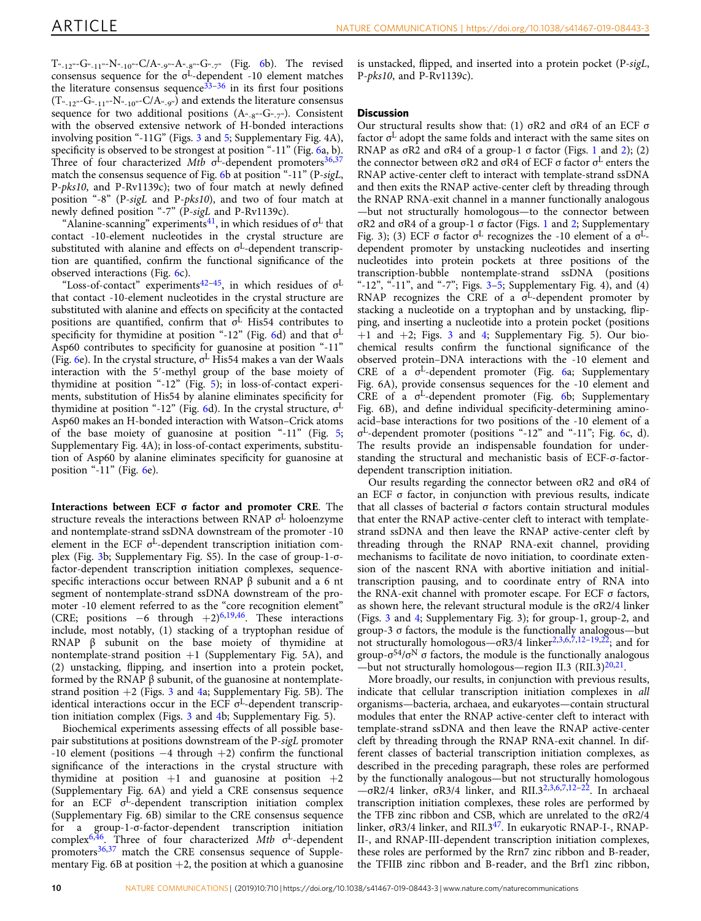T"-12"-G"-11"-N"-10"-C/A"-9"-A"-8"-G"-7" (Fig. 6b). The revised consensus sequence for the $\sigma^L$-dependent -10 element matches the literature consensus sequence[33–36] in its first four positions (T"-12"-G"-11"-N"-10"-C/A"-9") and extends the literature consensus sequence for two additional positions (A"-8"-G"-7"). Consistent with the observed extensive network of H-bonded interactions involving position "-11G" (Figs. 3 and 5; Supplementary Fig. 4A), specificity is observed to be strongest at position "-11" (Fig. 6a, b). Three of four characterized *Mtb* $\sigma^L$-dependent promoters[36,37] match the consensus sequence of Fig. 6b at position "-11" (P-*sigL*, P-*pks10*, and P-Rv1139c); two of four match at newly defined position "-8" (P-*sigL* and P-*pks10*), and two of four match at newly defined position "-7" (P-*sigL* and P-Rv1139c).

"Alanine-scanning" experiments[41], in which residues of $\sigma^L$ that contact -10-element nucleotides in the crystal structure are substituted with alanine and effects on $\sigma^L$-dependent transcription are quantified, confirm the functional significance of the observed interactions (Fig. 6c).

"Loss-of-contact" experiments[42–45], in which residues of $\sigma^L$ that contact -10-element nucleotides in the crystal structure are substituted with alanine and effects on specificity at the contacted positions are quantified, confirm that $\sigma^L$ His54 contributes to specificity for thymidine at position "-12" (Fig. 6d) and that $\sigma^L$ Asp60 contributes to specificity for guanosine at position "-11" (Fig. 6e). In the crystal structure, $\sigma^L$ His54 makes a van der Waals interaction with the 5′-methyl group of the base moiety of thymidine at position "-12" (Fig. 5); in loss-of-contact experiments, substitution of His54 by alanine eliminates specificity for thymidine at position "-12" (Fig. 6d). In the crystal structure, $\sigma^L$ Asp60 makes an H-bonded interaction with Watson–Crick atoms of the base moiety of guanosine at position "-11" (Fig. 5; Supplementary Fig. 4A); in loss-of-contact experiments, substitution of Asp60 by alanine eliminates specificity for guanosine at position "-11" (Fig. 6e).

**Interactions between ECF σ factor and promoter CRE**. The structure reveals the interactions between RNAP $\sigma^L$ holoenzyme and nontemplate-strand ssDNA downstream of the promoter -10 element in the ECF $\sigma^L$-dependent transcription initiation complex (Fig. 3b; Supplementary Fig. S5). In the case of group-1-σ-factor-dependent transcription initiation complexes, sequence-specific interactions occur between RNAP β subunit and a 6 nt segment of nontemplate-strand ssDNA downstream of the promoter -10 element referred to as the "core recognition element" (CRE; positions −6 through +2)[6,19,46]. These interactions include, most notably, (1) stacking of a tryptophan residue of RNAP β subunit on the base moiety of thymidine at nontemplate-strand position +1 (Supplementary Fig. 5A), and (2) unstacking, flipping, and insertion into a protein pocket, formed by the RNAP β subunit, of the guanosine at nontemplate-strand position +2 (Figs. 3 and 4a; Supplementary Fig. 5B). The identical interactions occur in the ECF $\sigma^L$-dependent transcription initiation complex (Figs. 3 and 4b; Supplementary Fig. 5).

Biochemical experiments assessing effects of all possible base-pair substitutions at positions downstream of the P-*sigL* promoter -10 element (positions −4 through +2) confirm the functional significance of the interactions in the crystal structure with thymidine at position +1 and guanosine at position +2 (Supplementary Fig. 6A) and yield a CRE consensus sequence for an ECF $\sigma^L$-dependent transcription initiation complex (Supplementary Fig. 6B) similar to the CRE consensus sequence for a group-1-σ-factor-dependent transcription initiation complex[6,46]. Three of four characterized *Mtb* $\sigma^L$-dependent promoters[36,37] match the CRE consensus sequence of Supplementary Fig. 6B at position +2, the position at which a guanosine is unstacked, flipped, and inserted into a protein pocket (P-*sigL*, P-*pks10*, and P-Rv1139c).

## Discussion

Our structural results show that: (1) σR2 and σR4 of an ECF σ factor $\sigma^L$ adopt the same folds and interact with the same sites on RNAP as σR2 and σR4 of a group-1 σ factor (Figs. 1 and 2); (2) the connector between σR2 and σR4 of ECF σ factor $\sigma^L$ enters the RNAP active-center cleft to interact with template-strand ssDNA and then exits the RNAP active-center cleft by threading through the RNAP RNA-exit channel in a manner functionally analogous—but not structurally homologous—to the connector between σR2 and σR4 of a group-1 σ factor (Figs. 1 and 2; Supplementary Fig. 3); (3) ECF σ factor $\sigma^L$ recognizes the -10 element of a $\sigma^L$-dependent promoter by unstacking nucleotides and inserting nucleotides into protein pockets at three positions of the transcription-bubble nontemplate-strand ssDNA (positions "-12", "-11", and "-7"; Figs. 3–5; Supplementary Fig. 4), and (4) RNAP recognizes the CRE of a $\sigma^L$-dependent promoter by stacking a nucleotide on a tryptophan and by unstacking, flipping, and inserting a nucleotide into a protein pocket (positions +1 and +2; Figs. 3 and 4; Supplementary Fig. 5). Our biochemical results confirm the functional significance of the observed protein–DNA interactions with the -10 element and CRE of a $\sigma^L$-dependent promoter (Fig. 6a; Supplementary Fig. 6A), provide consensus sequences for the -10 element and CRE of a $\sigma^L$-dependent promoter (Fig. 6b; Supplementary Fig. 6B), and define individual specificity-determining amino-acid–base interactions for two positions of the -10 element of a $\sigma^L$-dependent promoter (positions "-12" and "-11"; Fig. 6c, d). The results provide an indispensable foundation for understanding the structural and mechanistic basis of ECF-σ-factor-dependent transcription initiation.

Our results regarding the connector between σR2 and σR4 of an ECF σ factor, in conjunction with previous results, indicate that all classes of bacterial σ factors contain structural modules that enter the RNAP active-center cleft to interact with template-strand ssDNA and then leave the RNAP active-center cleft by threading through the RNAP RNA-exit channel, providing mechanisms to facilitate de novo initiation, to coordinate extension of the nascent RNA with abortive initiation and initial-transcription pausing, and to coordinate entry of RNA into the RNA-exit channel with promoter escape. For ECF σ factors, as shown here, the relevant structural module is the σR2/4 linker (Figs. 3 and 4; Supplementary Fig. 3); for group-1, group-2, and group-3 σ factors, the module is the functionally analogous—but not structurally homologous—σR3/4 linker[2,3,6,7,12–19,22]; and for group-$\sigma^{54}$/$\sigma^N$ σ factors, the module is the functionally analogous—but not structurally homologous—region II.3 (RII.3)[20,21].

More broadly, our results, in conjunction with previous results, indicate that cellular transcription initiation complexes in *all* organisms—bacteria, archaea, and eukaryotes—contain structural modules that enter the RNAP active-center cleft to interact with template-strand ssDNA and then leave the RNAP active-center cleft by threading through the RNAP RNA-exit channel. In different classes of bacterial transcription initiation complexes, as described in the preceding paragraph, these roles are performed by the functionally analogous—but not structurally homologous—σR2/4 linker, σR3/4 linker, and RII.3[2,3,6,7,12–22]. In archaeal transcription initiation complexes, these roles are performed by the TFB zinc ribbon and CSB, which are unrelated to the σR2/4 linker, σR3/4 linker, and RII.3[47]. In eukaryotic RNAP-I-, RNAP-II-, and RNAP-III-dependent transcription initiation complexes, these roles are performed by the Rrn7 zinc ribbon and B-reader, the TFIIB zinc ribbon and B-reader, and the Brf1 zinc ribbon,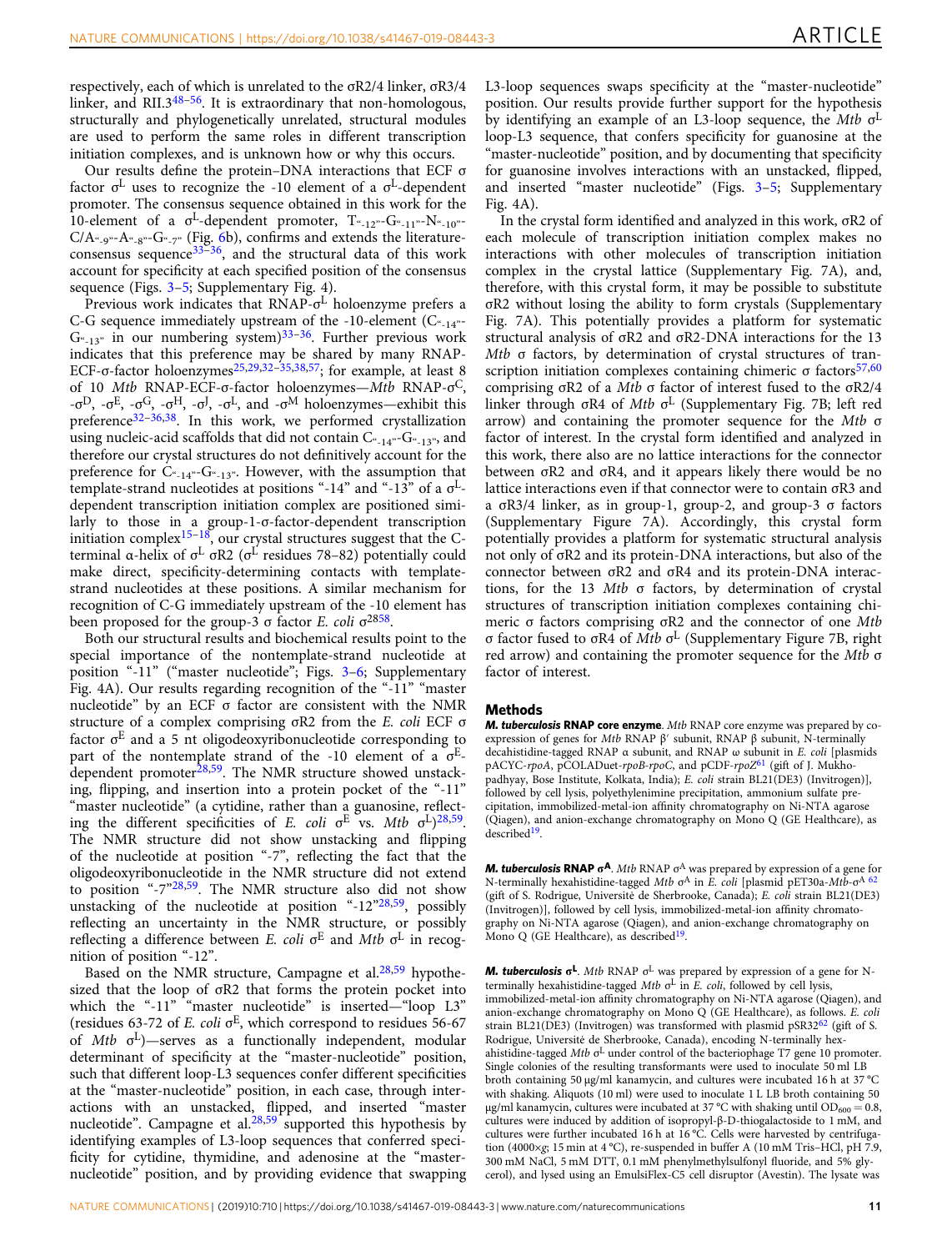respectively, each of which is unrelated to the σR2/4 linker, σR3/4 linker, and RII.3[48–56]. It is extraordinary that non-homologous, structurally and phylogenetically unrelated, structural modules are used to perform the same roles in different transcription initiation complexes, and is unknown how or why this occurs.

Our results define the protein–DNA interactions that ECF σ factor $\sigma^L$ uses to recognize the -10 element of a $\sigma^L$-dependent promoter. The consensus sequence obtained in this work for the 10-element of a $\sigma^L$-dependent promoter, T"-12"-G"-11"-N"-10"-C/A"-9"-A"-8"-G"-7" (Fig. 6b), confirms and extends the literature-consensus sequence[33–36], and the structural data of this work account for specificity at each specified position of the consensus sequence (Figs. 3–5; Supplementary Fig. 4).

Previous work indicates that RNAP-$\sigma^L$ holoenzyme prefers a C-G sequence immediately upstream of the -10-element (C"-14"-G"-13" in our numbering system)[33–36]. Further previous work indicates that this preference may be shared by many RNAP-ECF-σ-factor holoenzymes[25,29,32–35,38,57]; for example, at least 8 of 10 *Mtb* RNAP-ECF-σ-factor holoenzymes—*Mtb* RNAP-$\sigma^C$, -$\sigma^D$, -$\sigma^E$, -$\sigma^G$, -$\sigma^H$, -$\sigma^J$, -$\sigma^L$, and -$\sigma^M$ holoenzymes—exhibit this preference[32–36,38]. In this work, we performed crystallization using nucleic-acid scaffolds that did not contain C"-14"-G"-13", and therefore our crystal structures do not definitively account for the preference for C"-14"-G"-13". However, with the assumption that template-strand nucleotides at positions "-14" and "-13" of a $\sigma^L$-dependent transcription initiation complex are positioned similarly to those in a group-1-σ-factor-dependent transcription initiation complex[15–18], our crystal structures suggest that the C-terminal α-helix of $\sigma^L$ σR2 ($\sigma^L$ residues 78–82) potentially could make direct, specificity-determining contacts with template-strand nucleotides at these positions. A similar mechanism for recognition of C-G immediately upstream of the -10 element has been proposed for the group-3 σ factor *E. coli* $\sigma^{28}$[58].

Both our structural results and biochemical results point to the special importance of the nontemplate-strand nucleotide at position "-11" ("master nucleotide"; Figs. 3–6; Supplementary Fig. 4A). Our results regarding recognition of the "-11" "master nucleotide" by an ECF σ factor are consistent with the NMR structure of a complex comprising σR2 from the *E. coli* ECF σ factor $\sigma^E$ and a 5 nt oligodeoxyribonucleotide corresponding to part of the nontemplate strand of the -10 element of a $\sigma^E$-dependent promoter[28,59]. The NMR structure showed unstacking, flipping, and insertion into a protein pocket of the "-11" "master nucleotide" (a cytidine, rather than a guanosine, reflecting the different specificities of *E. coli* $\sigma^E$ vs. *Mtb* $\sigma^L$)[28,59]. The NMR structure did not show unstacking and flipping of the nucleotide at position "-7", reflecting the fact that the oligodeoxyribonucleotide in the NMR structure did not extend to position "-7"[28,59]. The NMR structure also did not show unstacking of the nucleotide at position "-12"[28,59], possibly reflecting an uncertainty in the NMR structure, or possibly reflecting a difference between *E. coli* $\sigma^E$ and *Mtb* $\sigma^L$ in recognition of position "-12".

Based on the NMR structure, Campagne et al.[28,59] hypothesized that the loop of σR2 that forms the protein pocket into which the "-11" "master nucleotide" is inserted—"loop L3" (residues 63-72 of *E. coli* $\sigma^E$, which correspond to residues 56-67 of *Mtb* $\sigma^L$)—serves as a functionally independent, modular determinant of specificity at the "master-nucleotide" position, such that different loop-L3 sequences confer different specificities at the "master-nucleotide" position, in each case, through interactions with an unstacked, flipped, and inserted "master nucleotide". Campagne et al.[28,59] supported this hypothesis by identifying examples of L3-loop sequences that conferred specificity for cytidine, thymidine, and adenosine at the "master-nucleotide" position, and by providing evidence that swapping L3-loop sequences swaps specificity at the "master-nucleotide" position. Our results provide further support for the hypothesis by identifying an example of an L3-loop sequence, the *Mtb* $\sigma^L$ loop-L3 sequence, that confers specificity for guanosine at the "master-nucleotide" position, and by documenting that specificity for guanosine involves interactions with an unstacked, flipped, and inserted "master nucleotide" (Figs. 3–5; Supplementary Fig. 4A).

In the crystal form identified and analyzed in this work, σR2 of each molecule of transcription initiation complex makes no interactions with other molecules of transcription initiation complex in the crystal lattice (Supplementary Fig. 7A), and, therefore, with this crystal form, it may be possible to substitute σR2 without losing the ability to form crystals (Supplementary Fig. 7A). This potentially provides a platform for systematic structural analysis of σR2 and σR2-DNA interactions for the 13 *Mtb* σ factors, by determination of crystal structures of transcription initiation complexes containing chimeric σ factors[57,60] comprising σR2 of a *Mtb* σ factor of interest fused to the σR2/4 linker through σR4 of *Mtb* $\sigma^L$ (Supplementary Fig. 7B; left red arrow) and containing the promoter sequence for the *Mtb* σ factor of interest. In the crystal form identified and analyzed in this work, there also are no lattice interactions for the connector between σR2 and σR4, and it appears likely there would be no lattice interactions even if that connector were to contain σR3 and a σR3/4 linker, as in group-1, group-2, and group-3 σ factors (Supplementary Figure 7A). Accordingly, this crystal form potentially provides a platform for systematic structural analysis not only of σR2 and its protein-DNA interactions, but also of the connector between σR2 and σR4 and its protein-DNA interactions, for the 13 *Mtb* σ factors, by determination of crystal structures of transcription initiation complexes containing chimeric σ factors comprising σR2 and the connector of one *Mtb* σ factor fused to σR4 of *Mtb* $\sigma^L$ (Supplementary Figure 7B, right red arrow) and containing the promoter sequence for the *Mtb* σ factor of interest.

## Methods

***M. tuberculosis* RNAP core enzyme**. *Mtb* RNAP core enzyme was prepared by co-expression of genes for *Mtb* RNAP β′ subunit, RNAP β subunit, N-terminally decahistidine-tagged RNAP α subunit, and RNAP ω subunit in *E. coli* [plasmids pACYC-*rpoA*, pCOLADuet-*rpoB-rpoC*, and pCDF-*rpoZ*[61] (gift of J. Mukhopadhyay, Bose Institute, Kolkata, India); *E. coli* strain BL21(DE3) (Invitrogen)], followed by cell lysis, polyethylenimine precipitation, ammonium sulfate precipitation, immobilized-metal-ion affinity chromatography on Ni-NTA agarose (Qiagen), and anion-exchange chromatography on Mono Q (GE Healthcare), as described[19].

***M. tuberculosis* RNAP $\sigma^A$**. *Mtb* RNAP $\sigma^A$ was prepared by expression of a gene for N-terminally hexahistidine-tagged *Mtb* $\sigma^A$ in *E. coli* [plasmid pET30a-*Mtb*-$\sigma^A$ [62] (gift of S. Rodrigue, Université de Sherbrooke, Canada); *E. coli* strain BL21(DE3) (Invitrogen)], followed by cell lysis, immobilized-metal-ion affinity chromatography on Ni-NTA agarose (Qiagen), and anion-exchange chromatography on Mono Q (GE Healthcare), as described[19].

***M. tuberculosis* $\sigma^L$**. *Mtb* RNAP $\sigma^L$ was prepared by expression of a gene for N-terminally hexahistidine-tagged *Mtb* $\sigma^L$ in *E. coli*, followed by cell lysis, immobilized-metal-ion affinity chromatography on Ni-NTA agarose (Qiagen), and anion-exchange chromatography on Mono Q (GE Healthcare), as follows. *E. coli* strain BL21(DE3) (Invitrogen) was transformed with plasmid pSR32[62] (gift of S. Rodrigue, Université de Sherbrooke, Canada), encoding N-terminally hexahistidine-tagged *Mtb* $\sigma^L$ under control of the bacteriophage T7 gene 10 promoter. Single colonies of the resulting transformants were used to inoculate 50 ml LB broth containing 50 μg/ml kanamycin, and cultures were incubated 16 h at 37 °C with shaking. Aliquots (10 ml) were used to inoculate 1 L LB broth containing 50 μg/ml kanamycin, cultures were incubated at 37 °C with shaking until $OD_{600}$ = 0.8, cultures were induced by addition of isopropyl-β-D-thiogalactoside to 1 mM, and cultures were further incubated 16 h at 16 °C. Cells were harvested by centrifugation (4000×*g*; 15 min at 4 °C), re-suspended in buffer A (10 mM Tris–HCl, pH 7.9, 300 mM NaCl, 5 mM DTT, 0.1 mM phenylmethylsulfonyl fluoride, and 5% glycerol), and lysed using an EmulsiFlex-C5 cell disruptor (Avestin). The lysate was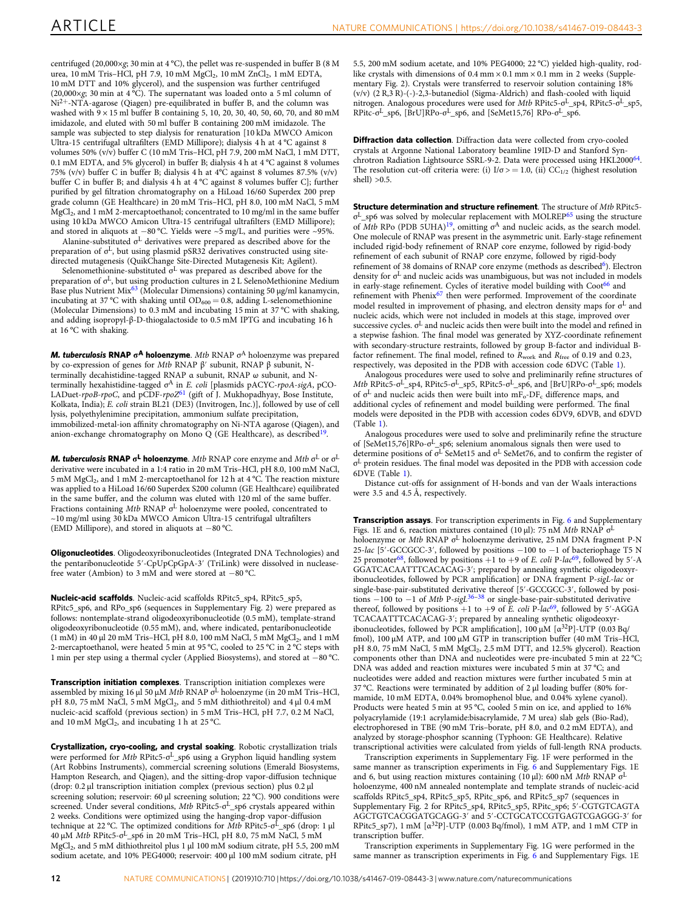centrifuged (20,000×g; 30 min at 4 °C), the pellet was re-suspended in buffer B (8 M urea, 10 mM Tris–HCl, pH 7.9, 10 mM $MgCl_2$, 10 mM $ZnCl_2$, 1 mM EDTA, 10 mM DTT and 10% glycerol), and the suspension was further centrifuged (20,000×g; 30 min at 4 °C). The supernatant was loaded onto a 5 ml column of $Ni^{2+}$-NTA-agarose (Qiagen) pre-equilibrated in buffer B, and the column was washed with 9 × 15 ml buffer B containing 5, 10, 20, 30, 40, 50, 60, 70, and 80 mM imidazole, and eluted with 50 ml buffer B containing 200 mM imidazole. The sample was subjected to step dialysis for renaturation [10 kDa MWCO Amicon Ultra-15 centrifugal ultrafilters (EMD Millipore); dialysis 4 h at 4 °C against 8 volumes 50% (v/v) buffer C (10 mM Tris–HCl, pH 7.9, 200 mM NaCl, 1 mM DTT, 0.1 mM EDTA, and 5% glycerol) in buffer B; dialysis 4 h at 4 °C against 8 volumes 75% (v/v) buffer C in buffer B; dialysis 4 h at 4°C against 8 volumes 87.5% (v/v) buffer C in buffer B; and dialysis 4 h at 4 °C against 8 volumes buffer C]; further purified by gel filtration chromatography on a HiLoad 16/60 Superdex 200 prep grade column (GE Healthcare) in 20 mM Tris–HCl, pH 8.0, 100 mM NaCl, 5 mM $MgCl_2$, and 1 mM 2-mercaptoethanol; concentrated to 10 mg/ml in the same buffer using 10 kDa MWCO Amicon Ultra-15 centrifugal ultrafilters (EMD Millipore); and stored in aliquots at −80 °C. Yields were ~5 mg/L, and purities were ~95%.

Alanine-substituted $\sigma^L$ derivatives were prepared as described above for the preparation of $\sigma^L$, but using plasmid pSR32 derivatives constructed using site-directed mutagenesis (QuikChange Site-Directed Mutagenesis Kit; Agilent).

Selenomethionine-substituted $\sigma^L$ was prepared as described above for the preparation of $\sigma^L$, but using production cultures in 2 L SelenoMethionine Medium Base plus Nutrient Mix[63] (Molecular Dimensions) containing 50 µg/ml kanamycin, incubating at 37 °C with shaking until $OD_{600}$ = 0.8, adding L-selenomethionine (Molecular Dimensions) to 0.3 mM and incubating 15 min at 37 °C with shaking, and adding isopropyl-β-D-thiogalactoside to 0.5 mM IPTG and incubating 16 h at 16 °C with shaking.

**M. tuberculosis RNAP $\sigma^A$ holoenzyme**. *Mtb* RNAP $\sigma^A$ holoenzyme was prepared by co-expression of genes for *Mtb* RNAP β′ subunit, RNAP β subunit, N-terminally decahistidine-tagged RNAP α subunit, RNAP ω subunit, and N-terminally hexahistidine-tagged $\sigma^A$ in *E. coli* [plasmids pACYC-*rpoA-sigA*, pCOLADuet-*rpoB-rpoC*, and pCDF-*rpoZ*[61] (gift of J. Mukhopadhyay, Bose Institute, Kolkata, India); *E. coli* strain BL21 (DE3) (Invitrogen, Inc.)], followed by use of cell lysis, polyethylenimine precipitation, ammonium sulfate precipitation, immobilized-metal-ion affinity chromatography on Ni-NTA agarose (Qiagen), and anion-exchange chromatography on Mono Q (GE Healthcare), as described[19].

**M. tuberculosis RNAP $\sigma^L$ holoenzyme**. *Mtb* RNAP core enzyme and *Mtb* $\sigma^L$ or $\sigma^L$ derivative were incubated in a 1:4 ratio in 20 mM Tris–HCl, pH 8.0, 100 mM NaCl, 5 mM $MgCl_2$, and 1 mM 2-mercaptoethanol for 12 h at 4 °C. The reaction mixture was applied to a HiLoad 16/60 Superdex S200 column (GE Healthcare) equilibrated in the same buffer, and the column was eluted with 120 ml of the same buffer. Fractions containing *Mtb* RNAP $\sigma^L$ holoenzyme were pooled, concentrated to ~10 mg/ml using 30 kDa MWCO Amicon Ultra-15 centrifugal ultrafilters (EMD Millipore), and stored in aliquots at −80 °C.

**Oligonucleotides**. Oligodeoxyribonucleotides (Integrated DNA Technologies) and the pentaribonucleotide 5′-CpUpCpGpA-3′ (TriLink) were dissolved in nuclease-free water (Ambion) to 3 mM and were stored at −80 °C.

**Nucleic-acid scaffolds**. Nucleic-acid scaffolds RPitc5_sp4, RPitc5_sp5, RPitc5_sp6, and RPo_sp6 (sequences in Supplementary Fig. 2) were prepared as follows: nontemplate-strand oligodeoxyribonucleotide (0.5 mM), template-strand oligodeoxyribonucleotide (0.55 mM), and, where indicated, pentaribonucleotide (1 mM) in 40 µl 20 mM Tris–HCl, pH 8.0, 100 mM NaCl, 5 mM $MgCl_2$, and 1 mM 2-mercaptoethanol, were heated 5 min at 95 °C, cooled to 25 °C in 2 °C steps with 1 min per step using a thermal cycler (Applied Biosystems), and stored at −80 °C.

**Transcription initiation complexes**. Transcription initiation complexes were assembled by mixing 16 µl 50 µM *Mtb* RNAP $\sigma^L$ holoenzyme (in 20 mM Tris–HCl, pH 8.0, 75 mM NaCl, 5 mM $MgCl_2$, and 5 mM dithiothreitol) and 4 µl 0.4 mM nucleic-acid scaffold (previous section) in 5 mM Tris–HCl, pH 7.7, 0.2 M NaCl, and 10 mM $MgCl_2$, and incubating 1 h at 25 °C.

**Crystallization, cryo-cooling, and crystal soaking**. Robotic crystallization trials were performed for *Mtb* RPitc5-$\sigma^L$_sp6 using a Gryphon liquid handling system (Art Robbins Instruments), commercial screening solutions (Emerald Biosystems, Hampton Research, and Qiagen), and the sitting-drop vapor-diffusion technique (drop: 0.2 µl transcription initiation complex (previous section) plus 0.2 µl screening solution; reservoir: 60 µl screening solution; 22 °C). 900 conditions were screened. Under several conditions, *Mtb* RPitc5-$\sigma^L$_sp6 crystals appeared within 2 weeks. Conditions were optimized using the hanging-drop vapor-diffusion technique at 22 °C. The optimized conditions for *Mtb* RPitc5-$\sigma^L$_sp6 (drop: 1 µl 40 µM *Mtb* RPitc5-$\sigma^L$_sp6 in 20 mM Tris–HCl, pH 8.0, 75 mM NaCl, 5 mM $MgCl_2$, and 5 mM dithiothreitol plus 1 µl 100 mM sodium citrate, pH 5.5, 200 mM sodium acetate, and 10% PEG4000; reservoir: 400 µl 100 mM sodium citrate, pH 5.5, 200 mM sodium acetate, and 10% PEG4000; 22 °C) yielded high-quality, rod-like crystals with dimensions of 0.4 mm × 0.1 mm × 0.1 mm in 2 weeks (Supplementary Fig. 2). Crystals were transferred to reservoir solution containing 18% (v/v) (2 R,3 R)-(-)-2,3-butanediol (Sigma-Aldrich) and flash-cooled with liquid nitrogen. Analogous procedures were used for *Mtb* RPitc5-$\sigma^L$_sp4, RPitc5-$\sigma^L$_sp5, RPitc-$\sigma^L$_sp6, [BrU]RPo-$\sigma^L$_sp6, and [SeMet15,76] RPo-$\sigma^L$_sp6.

**Diffraction data collection**. Diffraction data were collected from cryo-cooled crystals at Argonne National Laboratory beamline 19ID-D and Stanford Synchrotron Radiation Lightsource SSRL-9-2. Data were processed using HKL2000[64]. The resolution cut-off criteria were: (i) $I/\sigma >= 1.0$, (ii) $CC_{1/2}$ (highest resolution shell) >0.5.

**Structure determination and structure refinement**. The structure of *Mtb* RPitc5-$\sigma^L$_sp6 was solved by molecular replacement with MOLREP[65] using the structure of *Mtb* RPo (PDB 5UHA)[19], omitting $\sigma^A$ and nucleic acids, as the search model. One molecule of RNAP was present in the asymmetric unit. Early-stage refinement included rigid-body refinement of RNAP core enzyme, followed by rigid-body refinement of each subunit of RNAP core enzyme, followed by rigid-body refinement of 38 domains of RNAP core enzyme (methods as described[6]). Electron density for $\sigma^L$ and nucleic acids was unambiguous, but was not included in models in early-stage refinement. Cycles of iterative model building with Coot[66] and refinement with Phenix[67] then were performed. Improvement of the coordinate model resulted in improvement of phasing, and electron density maps for $\sigma^L$ and nucleic acids, which were not included in models at this stage, improved over successive cycles. $\sigma^L$ and nucleic acids then were built into the model and refined in a stepwise fashion. The final model was generated by XYZ-coordinate refinement with secondary-structure restraints, followed by group B-factor and individual B-factor refinement. The final model, refined to $R_{work}$ and $R_{free}$ of 0.19 and 0.23, respectively, was deposited in the PDB with accession code 6DVC (Table 1).

Analogous procedures were used to solve and preliminarily refine structures of *Mtb* RPitc5-$\sigma^L$_sp4, RPitc5-$\sigma^L$_sp5, RPitc5-$\sigma^L$_sp6, and [BrU]RPo-$\sigma^L$_sp6; models of $\sigma^L$ and nucleic acids then were built into $mF_o$-$DF_c$ difference maps, and additional cycles of refinement and model building were performed. The final models were deposited in the PDB with accession codes 6DV9, 6DVB, and 6DVD (Table 1).

Analogous procedures were used to solve and preliminarily refine the structure of [SeMet15,76]RPo-$\sigma^L$_sp6; selenium anomalous signals then were used to determine positions of $\sigma^L$ SeMet15 and $\sigma^L$ SeMet76, and to confirm the register of $\sigma^L$ protein residues. The final model was deposited in the PDB with accession code 6DVE (Table 1).

Distance cut-offs for assignment of H-bonds and van der Waals interactions were 3.5 and 4.5 Å, respectively.

**Transcription assays**. For transcription experiments in Fig. 6 and Supplementary Figs. 1E and 6, reaction mixtures contained (10 µl): 75 nM *Mtb* RNAP $\sigma^L$ holoenzyme or *Mtb* RNAP $\sigma^L$ holoenzyme derivative, 25 nM DNA fragment P-N 25-*lac* [5′-GCCGCC-3′, followed by positions −100 to −1 of bacteriophage T5 N 25 promoter[68], followed by positions +1 to +9 of *E. coli* P-*lac*[69], followed by 5′-A GGATCACAATTTCACACAG-3′; prepared by annealing synthetic oligodeoxyribonucleotides, followed by PCR amplification] or DNA fragment P-*sigL-lac* or single-base-pair-substituted derivative thereof [5′-GCCGCC-3′, followed by positions −100 to −1 of *Mtb* P-*sigL*[36–38] or single-base-pair-substituted derivative thereof, followed by positions +1 to +9 of *E. coli* P-*lac*[69], followed by 5′-AGGA TCACAATTTCACACAG-3′; prepared by annealing synthetic oligodeoxyribonucleotides, followed by PCR amplification], 100 µM [$\alpha^{32}$P]-UTP (0.03 Bq/fmol), 100 µM ATP, and 100 µM GTP in transcription buffer (40 mM Tris–HCl, pH 8.0, 75 mM NaCl, 5 mM $MgCl_2$, 2.5 mM DTT, and 12.5% glycerol). Reaction components other than DNA and nucleotides were pre-incubated 5 min at 22 °C; DNA was added and reaction mixtures were incubated 5 min at 37 °C; and nucleotides were added and reaction mixtures were further incubated 5 min at 37 °C. Reactions were terminated by addition of 2 µl loading buffer (80% formamide, 10 mM EDTA, 0.04% bromophenol blue, and 0.04% xylene cyanol). Products were heated 5 min at 95 °C, cooled 5 min on ice, and applied to 16% polyacrylamide (19:1 acrylamide:bisacrylamide, 7 M urea) slab gels (Bio-Rad), electrophoresed in TBE (90 mM Tris–borate, pH 8.0, and 0.2 mM EDTA), and analyzed by storage-phosphor scanning (Typhoon: GE Healthcare). Relative transcriptional activities were calculated from yields of full-length RNA products.

Transcription experiments in Supplementary Fig. 1F were performed in the same manner as transcription experiments in Fig. 6 and Supplementary Figs. 1E and 6, but using reaction mixtures containing (10 µl): 600 nM *Mtb* RNAP $\sigma^L$ holoenzyme, 400 nM annealed nontemplate and template strands of nucleic-acid scaffolds RPitc5_sp4, RPitc5_sp5, RPitc_sp6, and RPitc5_sp7 (sequences in Supplementary Fig. 2 for RPitc5_sp4, RPitc5_sp5, RPitc_sp6; 5′-CGTGTCAGTA AGCTGTCACGGATGCAGG-3′ and 5′-CCTGCATCCGTGAGTCGAGGG-3′ for RPitc5_sp7), 1 mM [$\alpha^{32}$P]-UTP (0.003 Bq/fmol), 1 mM ATP, and 1 mM CTP in transcription buffer.

Transcription experiments in Supplementary Fig. 1G were performed in the same manner as transcription experiments in Fig. 6 and Supplementary Figs. 1E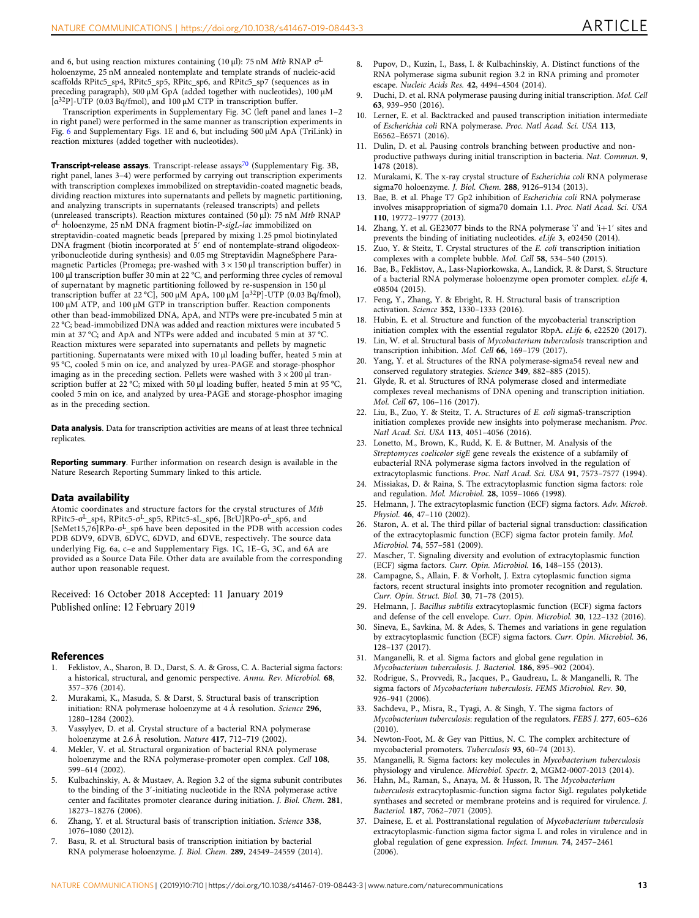and 6, but using reaction mixtures containing (10 µl): 75 nM *Mtb* RNAP $\sigma^L$ holoenzyme, 25 nM annealed nontemplate and template strands of nucleic-acid scaffolds RPitc5_sp4, RPitc5_sp5, RPitc_sp6, and RPitc5_sp7 (sequences as in preceding paragraph), 500 µM GpA (added together with nucleotides), 100 µM [$\alpha^{32}$P]-UTP (0.03 Bq/fmol), and 100 µM CTP in transcription buffer.

Transcription experiments in Supplementary Fig. 3C (left panel and lanes 1–2 in right panel) were performed in the same manner as transcription experiments in Fig. 6 and Supplementary Figs. 1E and 6, but including 500 µM ApA (TriLink) in reaction mixtures (added together with nucleotides).

**Transcript-release assays**. Transcript-release assays[70] (Supplementary Fig. 3B, right panel, lanes 3–4) were performed by carrying out transcription experiments with transcription complexes immobilized on streptavidin-coated magnetic beads, dividing reaction mixtures into supernatants and pellets by magnetic partitioning, and analyzing transcripts in supernatants (released transcripts) and pellets (unreleased transcripts). Reaction mixtures contained (50 µl): 75 nM *Mtb* RNAP $\sigma^L$ holoenzyme, 25 nM DNA fragment biotin-P-*sigL-lac* immobilized on streptavidin-coated magnetic beads [prepared by mixing 1.25 pmol biotinylated DNA fragment (biotin incorporated at 5′ end of nontemplate-strand oligodeoxyribonucleotide during synthesis) and 0.05 mg Streptavidin MagneSphere Paramagnetic Particles (Promega; pre-washed with 3 × 150 µl transcription buffer) in 100 µl transcription buffer 30 min at 22 °C, and performing three cycles of removal of supernatant by magnetic partitioning followed by re-suspension in 150 µl transcription buffer at 22 °C], 500 µM ApA, 100 µM [$\alpha^{32}$P]-UTP (0.03 Bq/fmol), 100 µM ATP, and 100 µM GTP in transcription buffer. Reaction components other than bead-immobilized DNA, ApA, and NTPs were pre-incubated 5 min at 22 °C; bead-immobilized DNA was added and reaction mixtures were incubated 5 min at 37 °C; and ApA and NTPs were added and incubated 5 min at 37 °C. Reaction mixtures were separated into supernatants and pellets by magnetic partitioning. Supernatants were mixed with 10 µl loading buffer, heated 5 min at 95 °C, cooled 5 min on ice, and analyzed by urea-PAGE and storage-phosphor imaging as in the preceding section. Pellets were washed with 3 × 200 µl transcription buffer at 22 °C; mixed with 50 µl loading buffer, heated 5 min at 95 °C, cooled 5 min on ice, and analyzed by urea-PAGE and storage-phosphor imaging as in the preceding section.

**Data analysis**. Data for transcription activities are means of at least three technical replicates.

**Reporting summary**. Further information on research design is available in the Nature Research Reporting Summary linked to this article.

## Data availability

Atomic coordinates and structure factors for the crystal structures of *Mtb* RPitc5-$\sigma^L$_sp4, RPitc5-$\sigma^L$_sp5, RPitc5-sL_sp6, [BrU]RPo-$\sigma^L$_sp6, and [SeMet15,76]RPo-$\sigma^L$_sp6 have been deposited in the PDB with accession codes PDB 6DV9, 6DVB, 6DVC, 6DVD, and 6DVE, respectively. The source data underlying Fig. 6a, c–e and Supplementary Figs. 1C, 1E–G, 3C, and 6A are provided as a Source Data File. Other data are available from the corresponding author upon reasonable request.

Received: 16 October 2018 Accepted: 11 January 2019
Published online: 12 February 2019

## References

1. Feklistov, A., Sharon, B. D., Darst, S. A. & Gross, C. A. Bacterial sigma factors: a historical, structural, and genomic perspective. *Annu. Rev. Microbiol.* **68**, 357–376 (2014).
2. Murakami, K., Masuda, S. & Darst, S. Structural basis of transcription initiation: RNA polymerase holoenzyme at 4 Å resolution. *Science* **296**, 1280–1284 (2002).
3. Vassylyev, D. et al. Crystal structure of a bacterial RNA polymerase holoenzyme at 2.6 Å resolution. *Nature* **417**, 712–719 (2002).
4. Mekler, V. et al. Structural organization of bacterial RNA polymerase holoenzyme and the RNA polymerase-promoter open complex. *Cell* **108**, 599–614 (2002).
5. Kulbachinskiy, A. & Mustaev, A. Region 3.2 of the sigma subunit contributes to the binding of the 3′-initiating nucleotide in the RNA polymerase active center and facilitates promoter clearance during initiation. *J. Biol. Chem.* **281**, 18273–18276 (2006).
6. Zhang, Y. et al. Structural basis of transcription initiation. *Science* **338**, 1076–1080 (2012).
7. Basu, R. et al. Structural basis of transcription initiation by bacterial RNA polymerase holoenzyme. *J. Biol. Chem.* **289**, 24549–24559 (2014).
8. Pupov, D., Kuzin, I., Bass, I. & Kulbachinskiy, A. Distinct functions of the RNA polymerase sigma subunit region 3.2 in RNA priming and promoter escape. *Nucleic Acids Res.* **42**, 4494–4504 (2014).
9. Duchi, D. et al. RNA polymerase pausing during initial transcription. *Mol. Cell* **63**, 939–950 (2016).
10. Lerner, E. et al. Backtracked and paused transcription initiation intermediate of *Escherichia coli* RNA polymerase. *Proc. Natl Acad. Sci. USA* **113**, E6562–E6571 (2016).
11. Dulin, D. et al. Pausing controls branching between productive and nonproductive pathways during initial transcription in bacteria. *Nat. Commun.* **9**, 1478 (2018).
12. Murakami, K. The x-ray crystal structure of *Escherichia coli* RNA polymerase sigma70 holoenzyme. *J. Biol. Chem.* **288**, 9126–9134 (2013).
13. Bae, B. et al. Phage T7 Gp2 inhibition of *Escherichia coli* RNA polymerase involves misappropriation of sigma70 domain 1.1. *Proc. Natl Acad. Sci. USA* **110**, 19772–19777 (2013).
14. Zhang, Y. et al. GE23077 binds to the RNA polymerase 'i' and 'i+1' sites and prevents the binding of initiating nucleotides. *eLife* **3**, e02450 (2014).
15. Zuo, Y. & Steitz, T. Crystal structures of the *E. coli* transcription initiation complexes with a complete bubble. *Mol. Cell* **58**, 534–540 (2015).
16. Bae, B., Feklistov, A., Lass-Napiorkowska, A., Landick, R. & Darst, S. Structure of a bacterial RNA polymerase holoenzyme open promoter complex. *eLife* **4**, e08504 (2015).
17. Feng, Y., Zhang, Y. & Ebright, R. H. Structural basis of transcription activation. *Science* **352**, 1330–1333 (2016).
18. Hubin, E. et al. Structure and function of the mycobacterial transcription initiation complex with the essential regulator RbpA. *eLife* **6**, e22520 (2017).
19. Lin, W. et al. Structural basis of *Mycobacterium tuberculosis* transcription and transcription inhibition. *Mol. Cell* **66**, 169–179 (2017).
20. Yang, Y. et al. Structures of the RNA polymerase-sigma54 reveal new and conserved regulatory strategies. *Science* **349**, 882–885 (2015).
21. Glyde, R. et al. Structures of RNA polymerase closed and intermediate complexes reveal mechanisms of DNA opening and transcription initiation. *Mol. Cell* **67**, 106–116 (2017).
22. Liu, B., Zuo, Y. & Steitz, T. A. Structures of *E. coli* sigmaS-transcription initiation complexes provide new insights into polymerase mechanism. *Proc. Natl Acad. Sci. USA* **113**, 4051–4056 (2016).
23. Lonetto, M., Brown, K., Rudd, K. E. & Buttner, M. Analysis of the *Streptomyces coelicolor sigE* gene reveals the existence of a subfamily of eubacterial RNA polymerase sigma factors involved in the regulation of extracytoplasmic functions. *Proc. Natl Acad. Sci. USA* **91**, 7573–7577 (1994).
24. Missiakas, D. & Raina, S. The extracytoplasmic function sigma factors: role and regulation. *Mol. Microbiol.* **28**, 1059–1066 (1998).
25. Helmann, J. The extracytoplasmic function (ECF) sigma factors. *Adv. Microb. Physiol.* **46**, 47–110 (2002).
26. Staron, A. et al. The third pillar of bacterial signal transduction: classification of the extracytoplasmic function (ECF) sigma factor protein family. *Mol. Microbiol.* **74**, 557–581 (2009).
27. Mascher, T. Signaling diversity and evolution of extracytoplasmic function (ECF) sigma factors. *Curr. Opin. Microbiol.* **16**, 148–155 (2013).
28. Campagne, S., Allain, F. & Vorholt, J. Extra cytoplasmic function sigma factors, recent structural insights into promoter recognition and regulation. *Curr. Opin. Struct. Biol.* **30**, 71–78 (2015).
29. Helmann, J. *Bacillus subtilis* extracytoplasmic function (ECF) sigma factors and defense of the cell envelope. *Curr. Opin. Microbiol.* **30**, 122–132 (2016).
30. Sineva, E., Savkina, M. & Ades, S. Themes and variations in gene regulation by extracytoplasmic function (ECF) sigma factors. *Curr. Opin. Microbiol.* **36**, 128–137 (2017).
31. Manganelli, R. et al. Sigma factors and global gene regulation in *Mycobacterium tuberculosis*. *J. Bacteriol.* **186**, 895–902 (2004).
32. Rodrigue, S., Provvedi, R., Jacques, P., Gaudreau, L. & Manganelli, R. The sigma factors of *Mycobacterium tuberculosis*. *FEMS Microbiol. Rev.* **30**, 926–941 (2006).
33. Sachdeva, P., Misra, R., Tyagi, A. & Singh, Y. The sigma factors of *Mycobacterium tuberculosis*: regulation of the regulators. *FEBS J.* **277**, 605–626 (2010).
34. Newton-Foot, M. & Gey van Pittius, N. C. The complex architecture of mycobacterial promoters. *Tuberculosis* **93**, 60–74 (2013).
35. Manganelli, R. Sigma factors: key molecules in *Mycobacterium tuberculosis* physiology and virulence. *Microbiol. Spectr.* **2**, MGM2-0007-2013 (2014).
36. Hahn, M., Raman, S., Anaya, M. & Husson, R. The *Mycobacterium tuberculosis* extracytoplasmic-function sigma factor SigL regulates polyketide synthases and secreted or membrane proteins and is required for virulence. *J. Bacteriol.* **187**, 7062–7071 (2005).
37. Dainese, E. et al. Posttranslational regulation of *Mycobacterium tuberculosis* extracytoplasmic-function sigma factor sigma L and roles in virulence and in global regulation of gene expression. *Infect. Immun.* **74**, 2457–2461 (2006).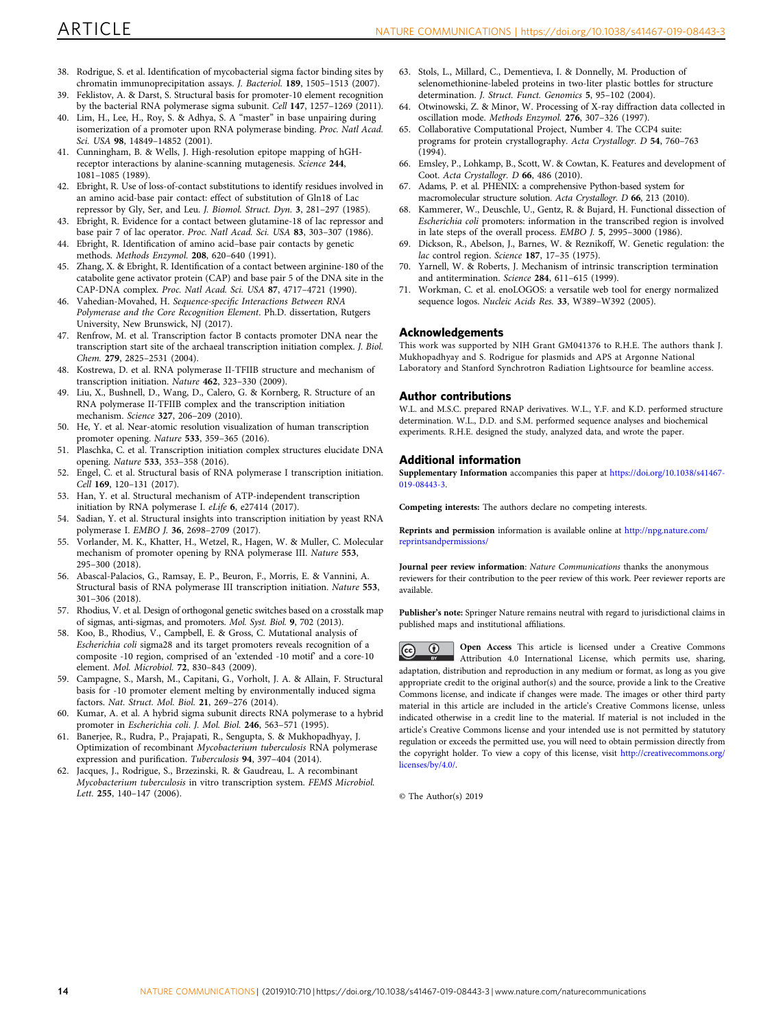38. Rodrigue, S. et al. Identification of mycobacterial sigma factor binding sites by chromatin immunoprecipitation assays. *J. Bacteriol.* **189**, 1505–1513 (2007).
39. Feklistov, A. & Darst, S. Structural basis for promoter-10 element recognition by the bacterial RNA polymerase sigma subunit. *Cell* **147**, 1257–1269 (2011).
40. Lim, H., Lee, H., Roy, S. & Adhya, S. A "master" in base unpairing during isomerization of a promoter upon RNA polymerase binding. *Proc. Natl Acad. Sci. USA* **98**, 14849–14852 (2001).
41. Cunningham, B. & Wells, J. High-resolution epitope mapping of hGH-receptor interactions by alanine-scanning mutagenesis. *Science* **244**, 1081–1085 (1989).
42. Ebright, R. Use of loss-of-contact substitutions to identify residues involved in an amino acid-base pair contact: effect of substitution of Gln18 of Lac repressor by Gly, Ser, and Leu. *J. Biomol. Struct. Dyn.* **3**, 281–297 (1985).
43. Ebright, R. Evidence for a contact between glutamine-18 of lac repressor and base pair 7 of lac operator. *Proc. Natl Acad. Sci. USA* **83**, 303–307 (1986).
44. Ebright, R. Identification of amino acid–base pair contacts by genetic methods. *Methods Enzymol.* **208**, 620–640 (1991).
45. Zhang, X. & Ebright, R. Identification of a contact between arginine-180 of the catabolite gene activator protein (CAP) and base pair 5 of the DNA site in the CAP-DNA complex. *Proc. Natl Acad. Sci. USA* **87**, 4717–4721 (1990).
46. Vahedian-Movahed, H. *Sequence-specific Interactions Between RNA Polymerase and the Core Recognition Element*. Ph.D. dissertation, Rutgers University, New Brunswick, NJ (2017).
47. Renfrow, M. et al. Transcription factor B contacts promoter DNA near the transcription start site of the archaeal transcription initiation complex. *J. Biol. Chem.* **279**, 2825–2531 (2004).
48. Kostrewa, D. et al. RNA polymerase II-TFIIB structure and mechanism of transcription initiation. *Nature* **462**, 323–330 (2009).
49. Liu, X., Bushnell, D., Wang, D., Calero, G. & Kornberg, R. Structure of an RNA polymerase II-TFIIB complex and the transcription initiation mechanism. *Science* **327**, 206–209 (2010).
50. He, Y. et al. Near-atomic resolution visualization of human transcription promoter opening. *Nature* **533**, 359–365 (2016).
51. Plaschka, C. et al. Transcription initiation complex structures elucidate DNA opening. *Nature* **533**, 353–358 (2016).
52. Engel, C. et al. Structural basis of RNA polymerase I transcription initiation. *Cell* **169**, 120–131 (2017).
53. Han, Y. et al. Structural mechanism of ATP-independent transcription initiation by RNA polymerase I. *eLife* **6**, e27414 (2017).
54. Sadian, Y. et al. Structural insights into transcription initiation by yeast RNA polymerase I. *EMBO J.* **36**, 2698–2709 (2017).
55. Vorlander, M. K., Khatter, H., Wetzel, R., Hagen, W. & Muller, C. Molecular mechanism of promoter opening by RNA polymerase III. *Nature* **553**, 295–300 (2018).
56. Abascal-Palacios, G., Ramsay, E. P., Beuron, F., Morris, E. & Vannini, A. Structural basis of RNA polymerase III transcription initiation. *Nature* **553**, 301–306 (2018).
57. Rhodius, V. et al. Design of orthogonal genetic switches based on a crosstalk map of sigmas, anti-sigmas, and promoters. *Mol. Syst. Biol.* **9**, 702 (2013).
58. Koo, B., Rhodius, V., Campbell, E. & Gross, C. Mutational analysis of *Escherichia coli* sigma28 and its target promoters reveals recognition of a composite -10 region, comprised of an 'extended -10 motif' and a core-10 element. *Mol. Microbiol.* **72**, 830–843 (2009).
59. Campagne, S., Marsh, M., Capitani, G., Vorholt, J. A. & Allain, F. Structural basis for -10 promoter element melting by environmentally induced sigma factors. *Nat. Struct. Mol. Biol.* **21**, 269–276 (2014).
60. Kumar, A. et al. A hybrid sigma subunit directs RNA polymerase to a hybrid promoter in *Escherichia coli*. *J. Mol. Biol.* **246**, 563–571 (1995).
61. Banerjee, R., Rudra, P., Prajapati, R., Sengupta, S. & Mukhopadhyay, J. Optimization of recombinant *Mycobacterium tuberculosis* RNA polymerase expression and purification. *Tuberculosis* **94**, 397–404 (2014).
62. Jacques, J., Rodrigue, S., Brzezinski, R. & Gaudreau, L. A recombinant *Mycobacterium tuberculosis* in vitro transcription system. *FEMS Microbiol. Lett.* **255**, 140–147 (2006).
63. Stols, L., Millard, C., Dementieva, I. & Donnelly, M. Production of selenomethionine-labeled proteins in two-liter plastic bottles for structure determination. *J. Struct. Funct. Genomics* **5**, 95–102 (2004).
64. Otwinowski, Z. & Minor, W. Processing of X-ray diffraction data collected in oscillation mode. *Methods Enzymol.* **276**, 307–326 (1997).
65. Collaborative Computational Project, Number 4. The CCP4 suite: programs for protein crystallography. *Acta Crystallogr. D* **54**, 760–763 (1994).
66. Emsley, P., Lohkamp, B., Scott, W. & Cowtan, K. Features and development of Coot. *Acta Crystallogr. D* **66**, 486 (2010).
67. Adams, P. et al. PHENIX: a comprehensive Python-based system for macromolecular structure solution. *Acta Crystallogr. D* **66**, 213 (2010).
68. Kammerer, W., Deuschle, U., Gentz, R. & Bujard, H. Functional dissection of *Escherichia coli* promoters: information in the transcribed region is involved in late steps of the overall process. *EMBO J.* **5**, 2995–3000 (1986).
69. Dickson, R., Abelson, J., Barnes, W. & Reznikoff, W. Genetic regulation: the *lac* control region. *Science* **187**, 17–35 (1975).
70. Yarnell, W. & Roberts, J. Mechanism of intrinsic transcription termination and antitermination. *Science* **284**, 611–615 (1999).
71. Workman, C. et al. enoLOGOS: a versatile web tool for energy normalized sequence logos. *Nucleic Acids Res.* **33**, W389–W392 (2005).

## Acknowledgements

This work was supported by NIH Grant GM041376 to R.H.E. The authors thank J. Mukhopadhyay and S. Rodrigue for plasmids and APS at Argonne National Laboratory and Stanford Synchrotron Radiation Lightsource for beamline access.

## Author contributions

W.L. and M.S.C. prepared RNAP derivatives. W.L., Y.F. and K.D. performed structure determination. W.L., D.D. and S.M. performed sequence analyses and biochemical experiments. R.H.E. designed the study, analyzed data, and wrote the paper.

## Additional information

**Supplementary Information** accompanies this paper at https://doi.org/10.1038/s41467-019-08443-3.

**Competing interests:** The authors declare no competing interests.

**Reprints and permission** information is available online at http://npg.nature.com/reprintsandpermissions/

**Journal peer review information**: *Nature Communications* thanks the anonymous reviewers for their contribution to the peer review of this work. Peer reviewer reports are available.

**Publisher's note:** Springer Nature remains neutral with regard to jurisdictional claims in published maps and institutional affiliations.

**Open Access** This article is licensed under a Creative Commons Attribution 4.0 International License, which permits use, sharing, adaptation, distribution and reproduction in any medium or format, as long as you give appropriate credit to the original author(s) and the source, provide a link to the Creative Commons license, and indicate if changes were made. The images or other third party material in this article are included in the article's Creative Commons license, unless indicated otherwise in a credit line to the material. If material is not included in the article's Creative Commons license and your intended use is not permitted by statutory regulation or exceeds the permitted use, you will need to obtain permission directly from the copyright holder. To view a copy of this license, visit http://creativecommons.org/licenses/by/4.0/.

© The Author(s) 2019